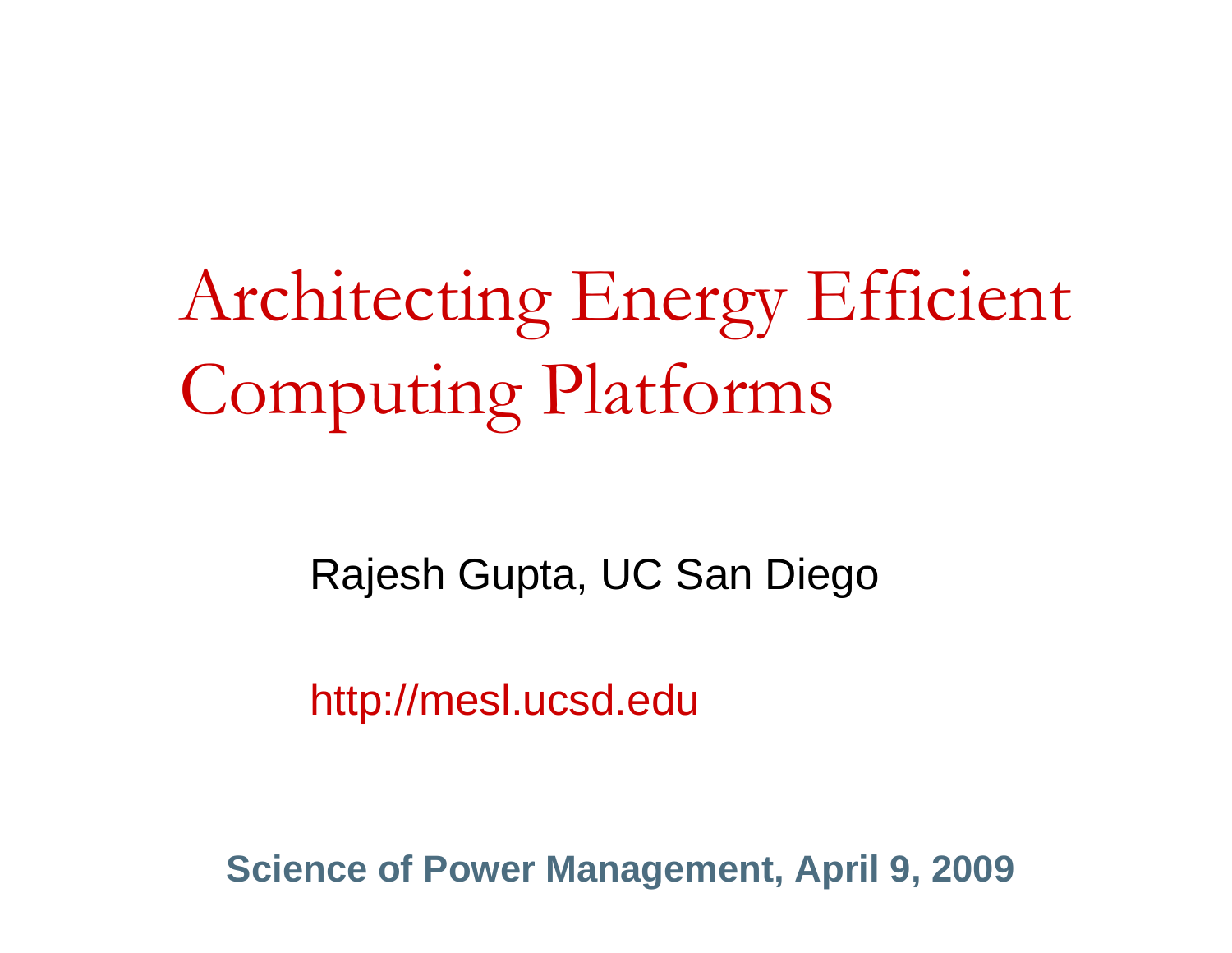# Architecting Energy Efficient Computing Platforms

Rajesh Gupta, UC San Diego

http://mesl.ucsd.edu

**Science of Power Management, April 9, 2009**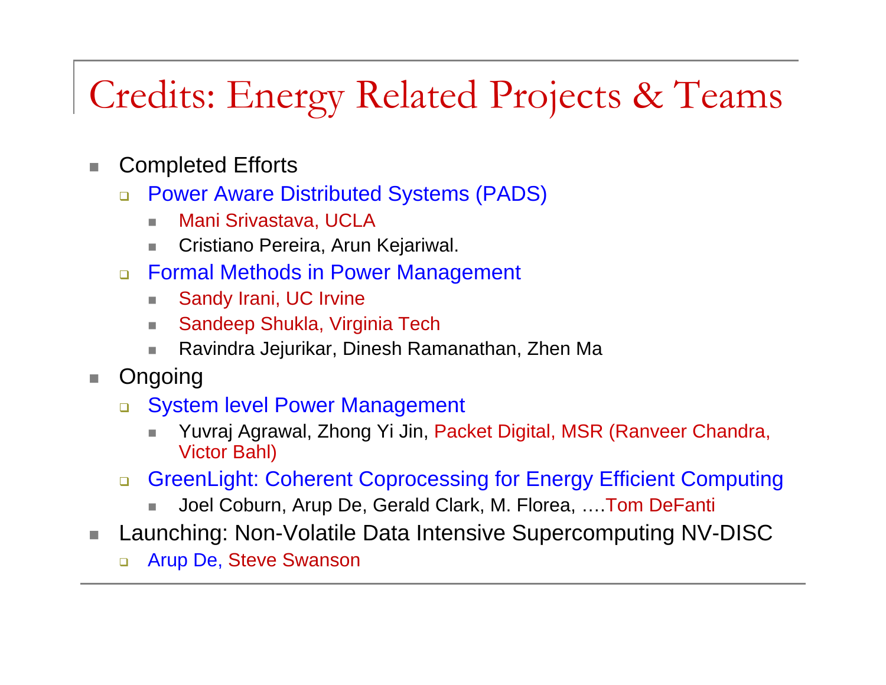# Credits: Energy Related Projects & Teams

- Completed Efforts
  - Power Aware Distributed Systems (PADS)
    - Mani Srivastava, UCLA
    - Cristiano Pereira, Arun Kejariwal.
  - Formal Methods in Power Management
    - Sandy Irani, UC Irvine
    - Sandeep Shukla, Virginia Tech
    - Ravindra Jejurikar, Dinesh Ramanathan, Zhen Ma
- Ongoing
  - System level Power Management
    - Yuvraj Agrawal, Zhong Yi Jin, Packet Digital, MSR (Ranveer Chandra, Victor Bahl)
  - GreenLight: Coherent Coprocessing for Energy Efficient Computing
    - Joel Coburn, Arup De, Gerald Clark, M. Florea, ….Tom DeFanti
- Launching: Non-Volatile Data Intensive Supercomputing NV-DISC
  - Arup De, Steve Swanson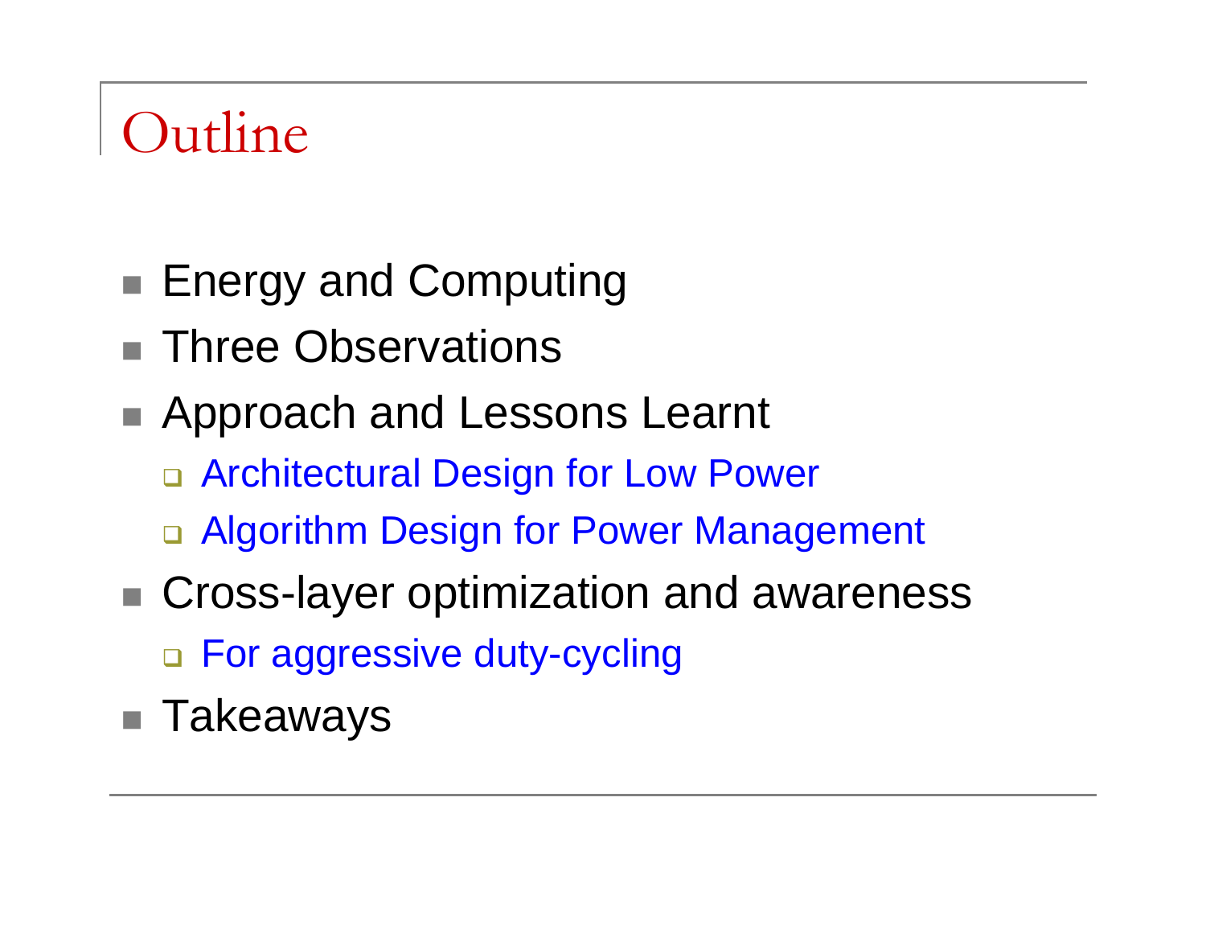# Outline

- Energy and Computing
- Three Observations
- Approach and Lessons Learnt
  - Architectural Design for Low Power
  - Algorithm Design for Power Management
- Cross-layer optimization and awareness
  - For aggressive duty-cycling
- Takeaways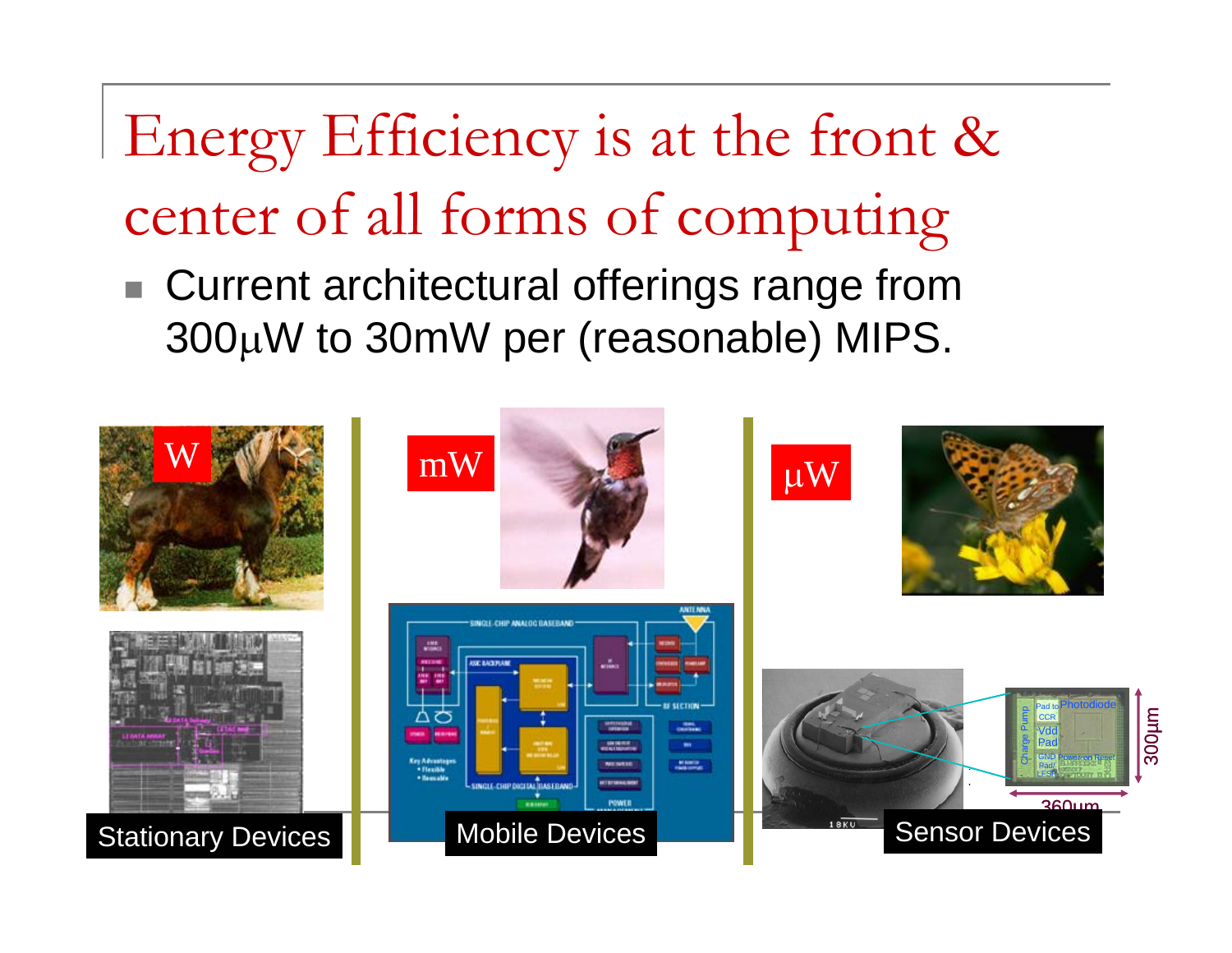# Energy Efficiency is at the front & center of all forms of computing

- Current architectural offerings range from 300μW to 30mW per (reasonable) MIPS.

W — Stationary Devices

mW — Mobile Devices

μW — Sensor Devices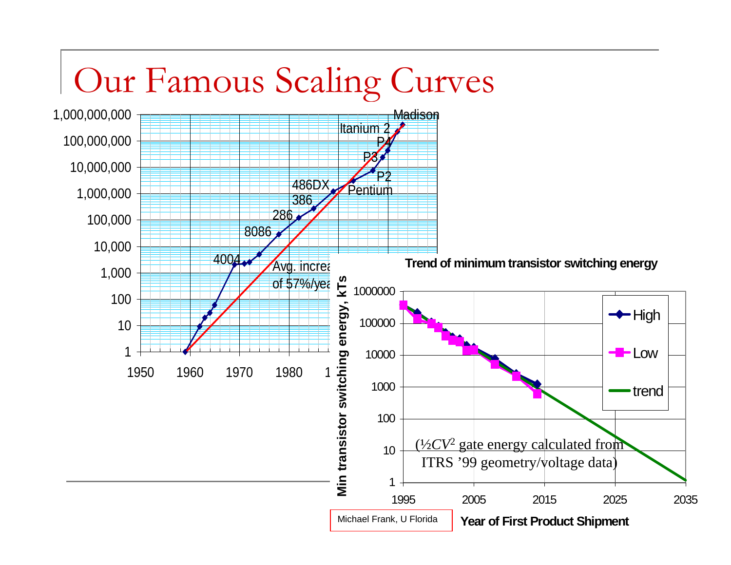# Our Famous Scaling Curves

Avg. increa... of 57%/yea...

**Trend of minimum transistor switching energy**

(½$CV^2$ gate energy calculated from ITRS '99 geometry/voltage data)

Michael Frank, U Florida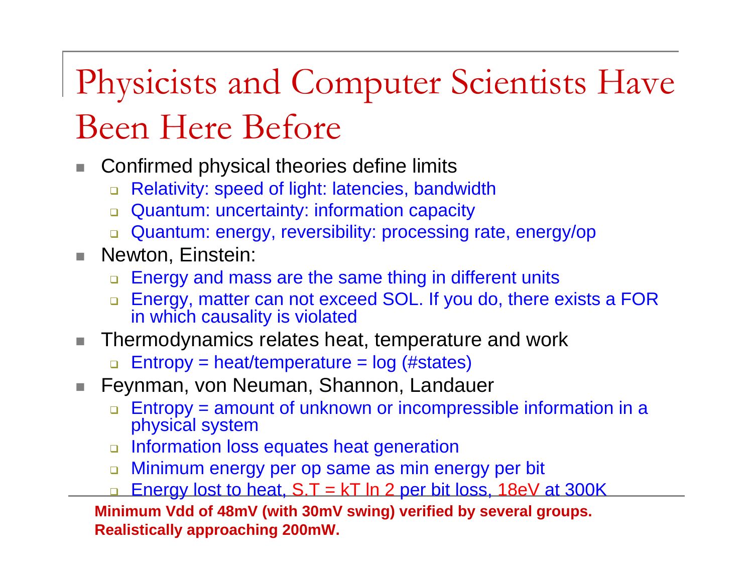# Physicists and Computer Scientists Have Been Here Before

- Confirmed physical theories define limits
  - Relativity: speed of light: latencies, bandwidth
  - Quantum: uncertainty: information capacity
  - Quantum: energy, reversibility: processing rate, energy/op
- Newton, Einstein:
  - Energy and mass are the same thing in different units
  - Energy, matter can not exceed SOL. If you do, there exists a FOR in which causality is violated
- Thermodynamics relates heat, temperature and work
  - Entropy = heat/temperature = log (#states)
- Feynman, von Neuman, Shannon, Landauer
  - Entropy = amount of unknown or incompressible information in a physical system
  - Information loss equates heat generation
  - Minimum energy per op same as min energy per bit
  - Energy lost to heat, $S.T = kT \ln 2$ per bit loss, 18eV at 300K

**Minimum Vdd of 48mV (with 30mV swing) verified by several groups. Realistically approaching 200mW.**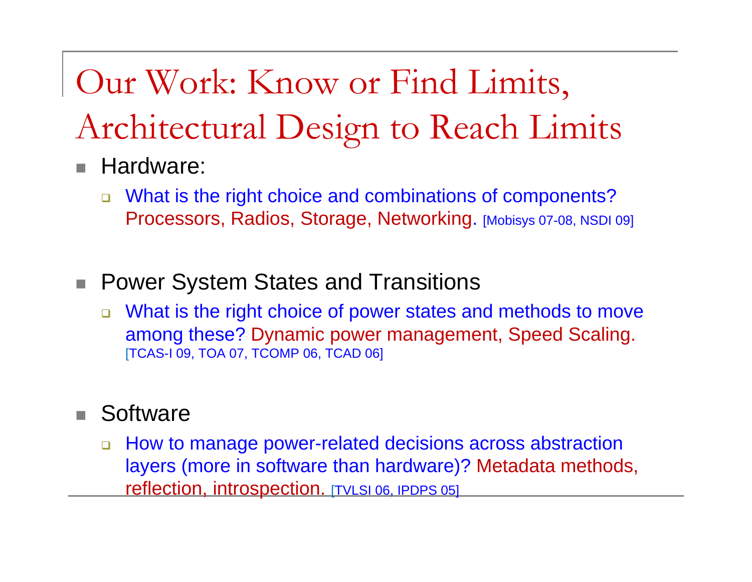# Our Work: Know or Find Limits, Architectural Design to Reach Limits

- Hardware:
  - What is the right choice and combinations of components? Processors, Radios, Storage, Networking. [Mobisys 07-08, NSDI 09]

- Power System States and Transitions
  - What is the right choice of power states and methods to move among these? Dynamic power management, Speed Scaling. [TCAS-I 09, TOA 07, TCOMP 06, TCAD 06]

- Software
  - How to manage power-related decisions across abstraction layers (more in software than hardware)? Metadata methods, reflection, introspection. [TVLSI 06, IPDPS 05]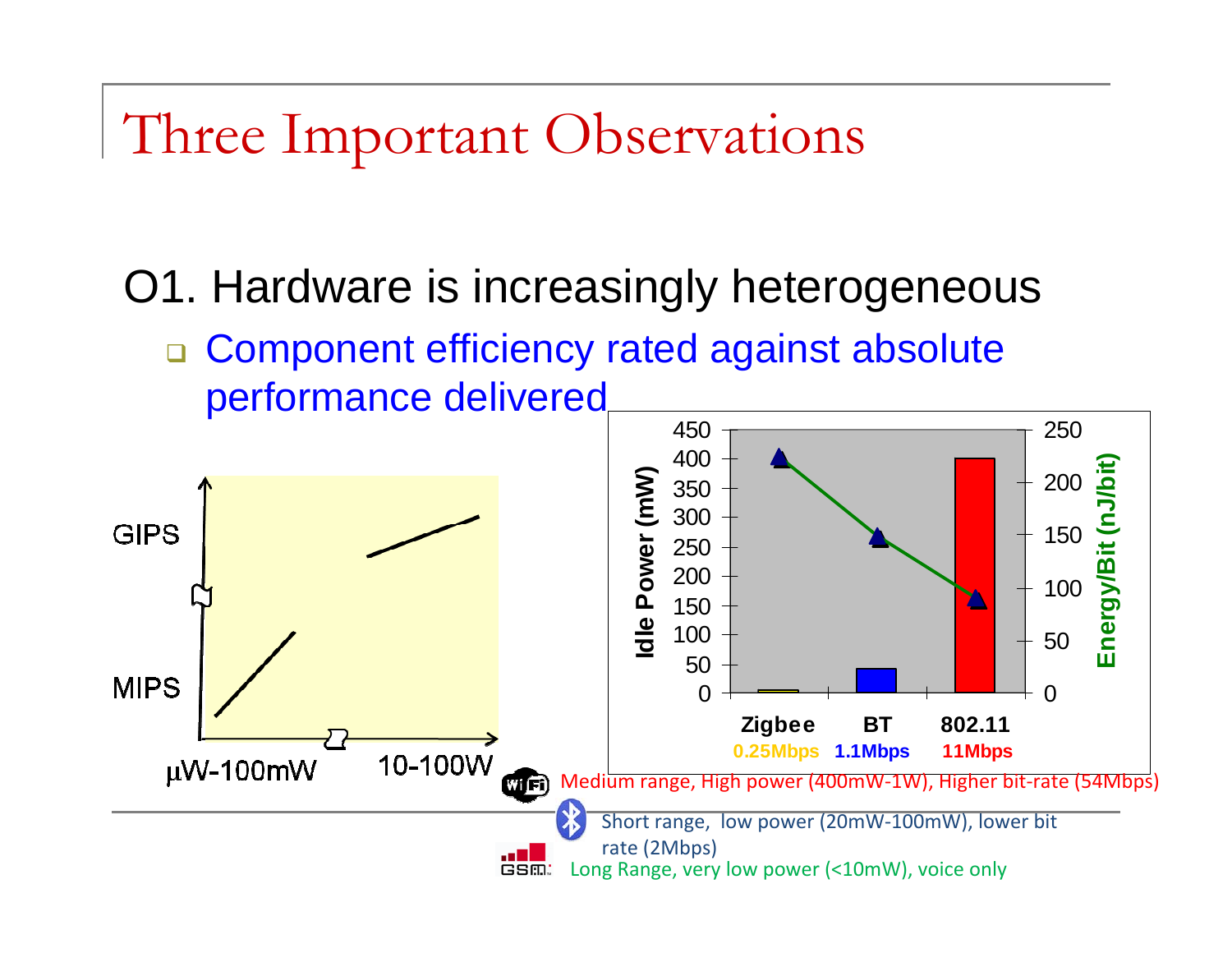# Three Important Observations

O1. Hardware is increasingly heterogeneous

- Component efficiency rated against absolute performance delivered

GIPS

MIPS

µW-100mW     10-100W

| | Zigbee | BT | 802.11 |
|---|---|---|---|
| | 0.25Mbps | 1.1Mbps | 11Mbps |

Idle Power (mW)

Energy/Bit (nJ/bit)

Medium range, High power (400mW-1W), Higher bit-rate (54Mbps)

Short range, low power (20mW-100mW), lower bit rate (2Mbps)

Long Range, very low power (<10mW), voice only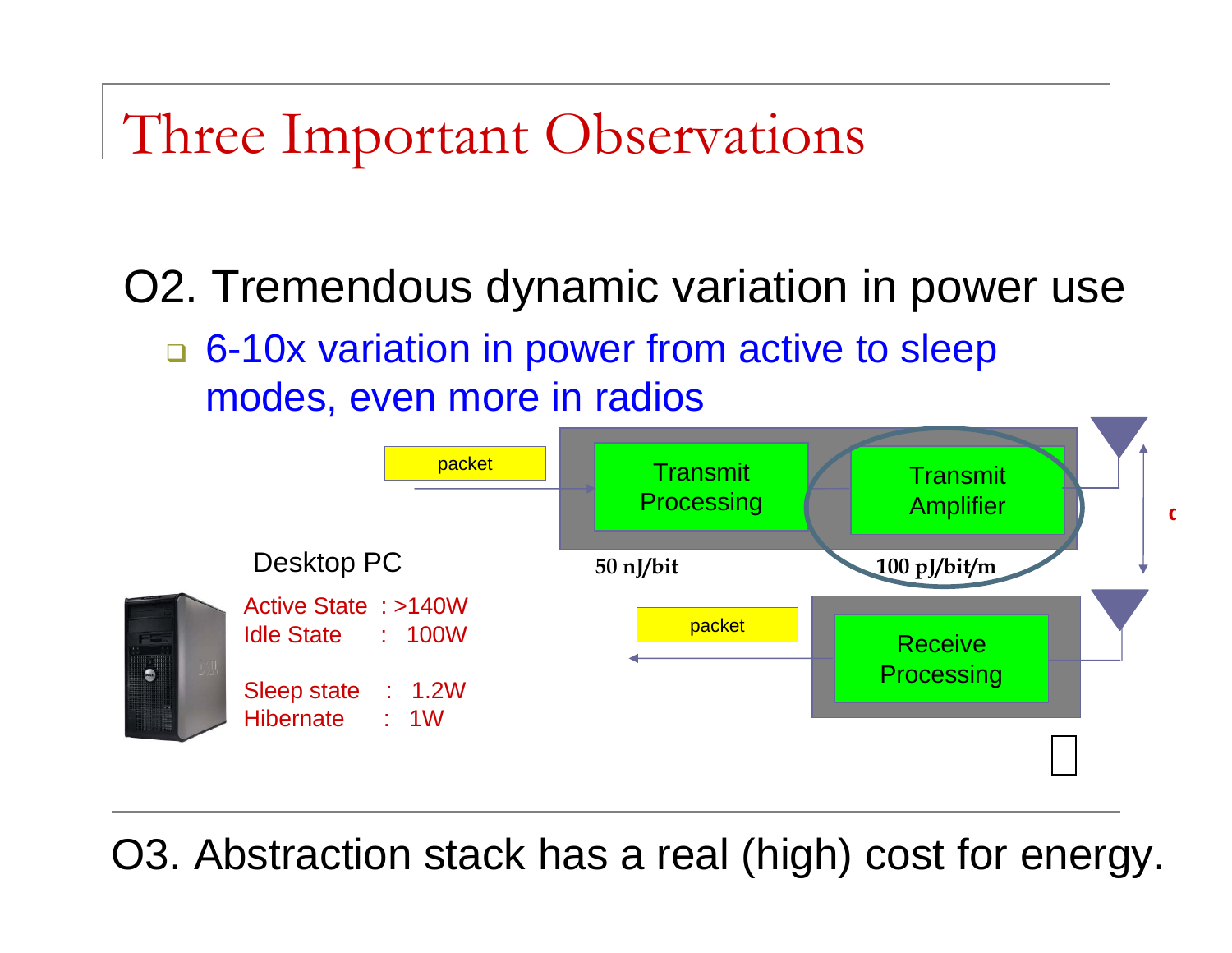# Three Important Observations

O2. Tremendous dynamic variation in power use

- 6-10x variation in power from active to sleep modes, even more in radios

packet

Transmit Processing

Transmit Amplifier

50 nJ/bit

100 pJ/bit/m

packet

Receive Processing

Desktop PC

Active State : >140W
Idle State : 100W

Sleep state : 1.2W
Hibernate : 1W

O3. Abstraction stack has a real (high) cost for energy.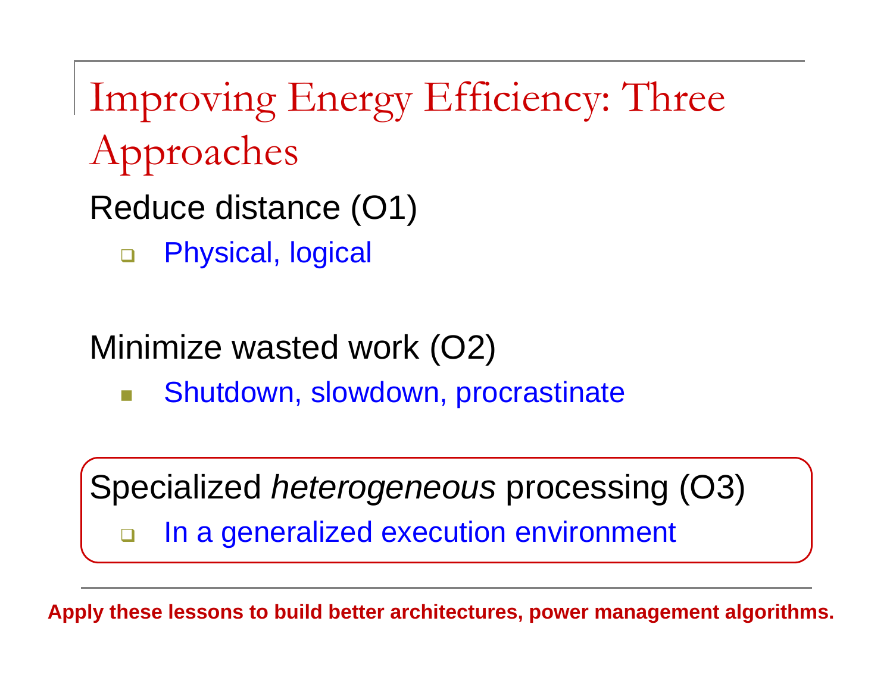# Improving Energy Efficiency: Three Approaches

Reduce distance (O1)

- Physical, logical

Minimize wasted work (O2)

- Shutdown, slowdown, procrastinate

Specialized *heterogeneous* processing (O3)

- In a generalized execution environment

**Apply these lessons to build better architectures, power management algorithms.**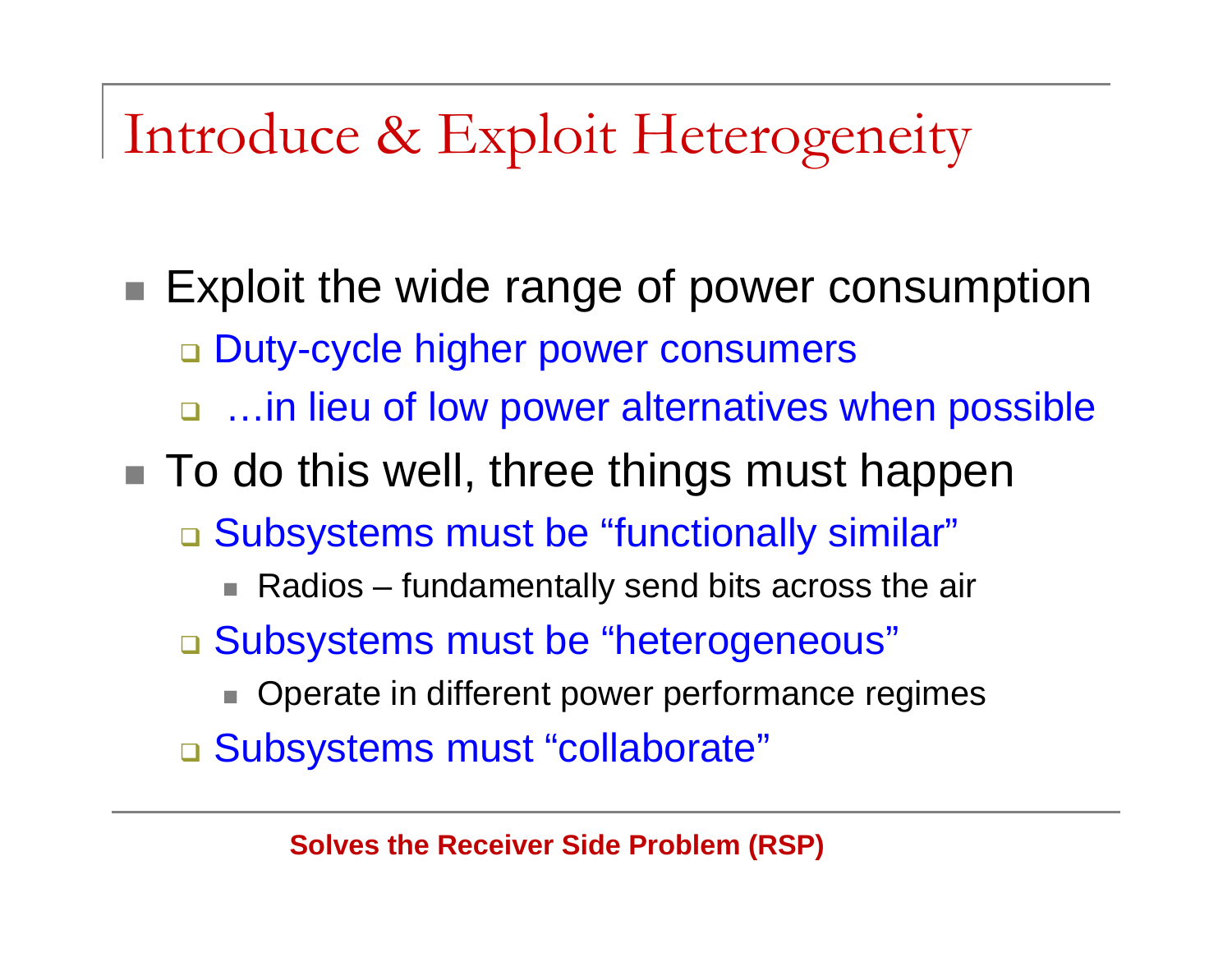# Introduce & Exploit Heterogeneity

- Exploit the wide range of power consumption
  - Duty-cycle higher power consumers
  - …in lieu of low power alternatives when possible
- To do this well, three things must happen
  - Subsystems must be "functionally similar"
    - Radios – fundamentally send bits across the air
  - Subsystems must be "heterogeneous"
    - Operate in different power performance regimes
  - Subsystems must "collaborate"

**Solves the Receiver Side Problem (RSP)**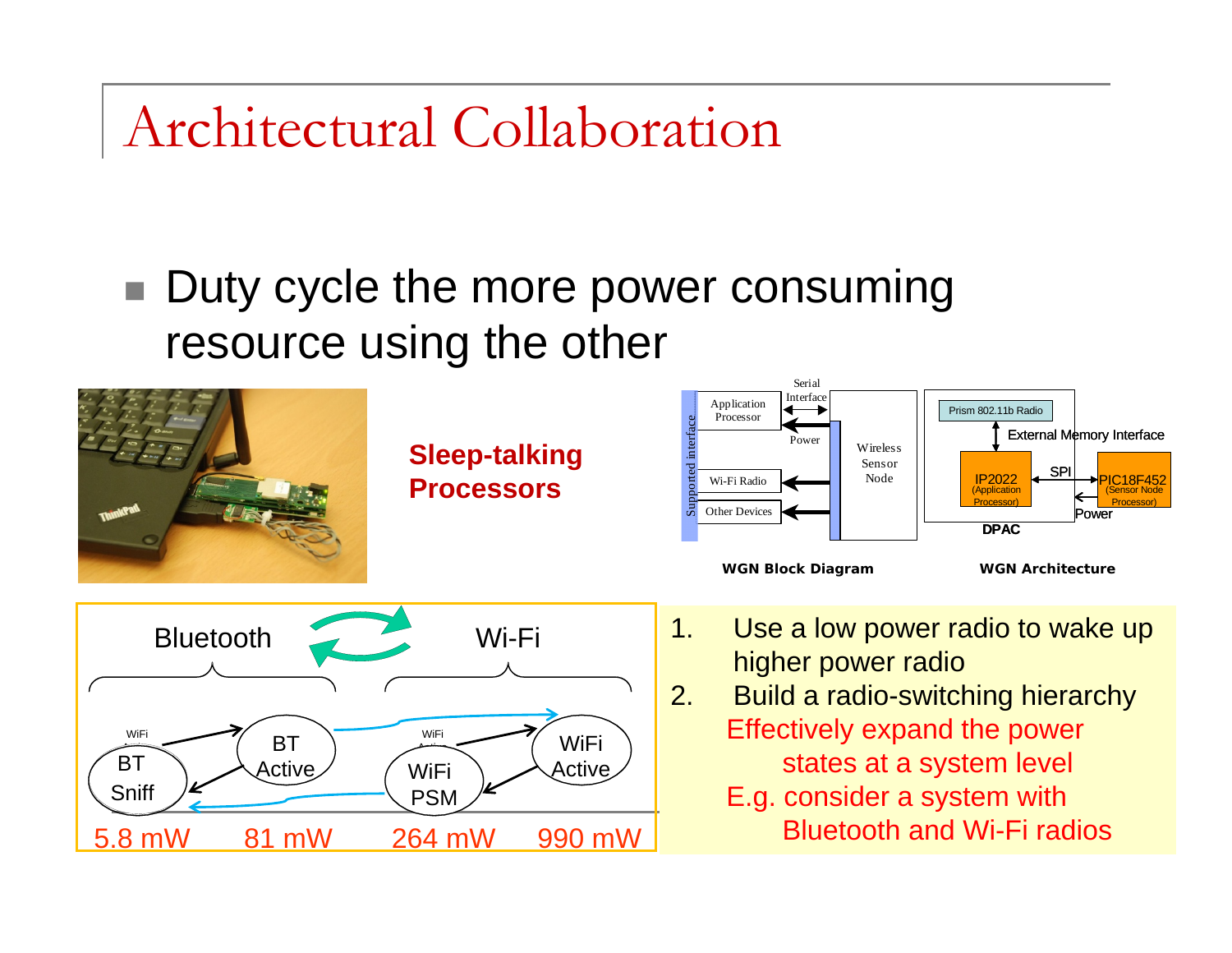# Architectural Collaboration

- Duty cycle the more power consuming resource using the other

**Sleep-talking Processors**

Serial Interface

Application Processor

Power

Wi-Fi Radio

Other Devices

Supported interface

Wireless Sensor Node

**WGN Block Diagram**

Prism 802.11b Radio

External Memory Interface

IP2022 (Application Processor)

SPI

PIC18F452 (Sensor Node Processor)

Power

DPAC

**WGN Architecture**

Bluetooth

Wi-Fi

BT Sniff

BT Active

WiFi PSM

WiFi Active

5.8 mW   81 mW   264 mW   990 mW

1. Use a low power radio to wake up higher power radio
2. Build a radio-switching hierarchy

Effectively expand the power states at a system level

E.g. consider a system with Bluetooth and Wi-Fi radios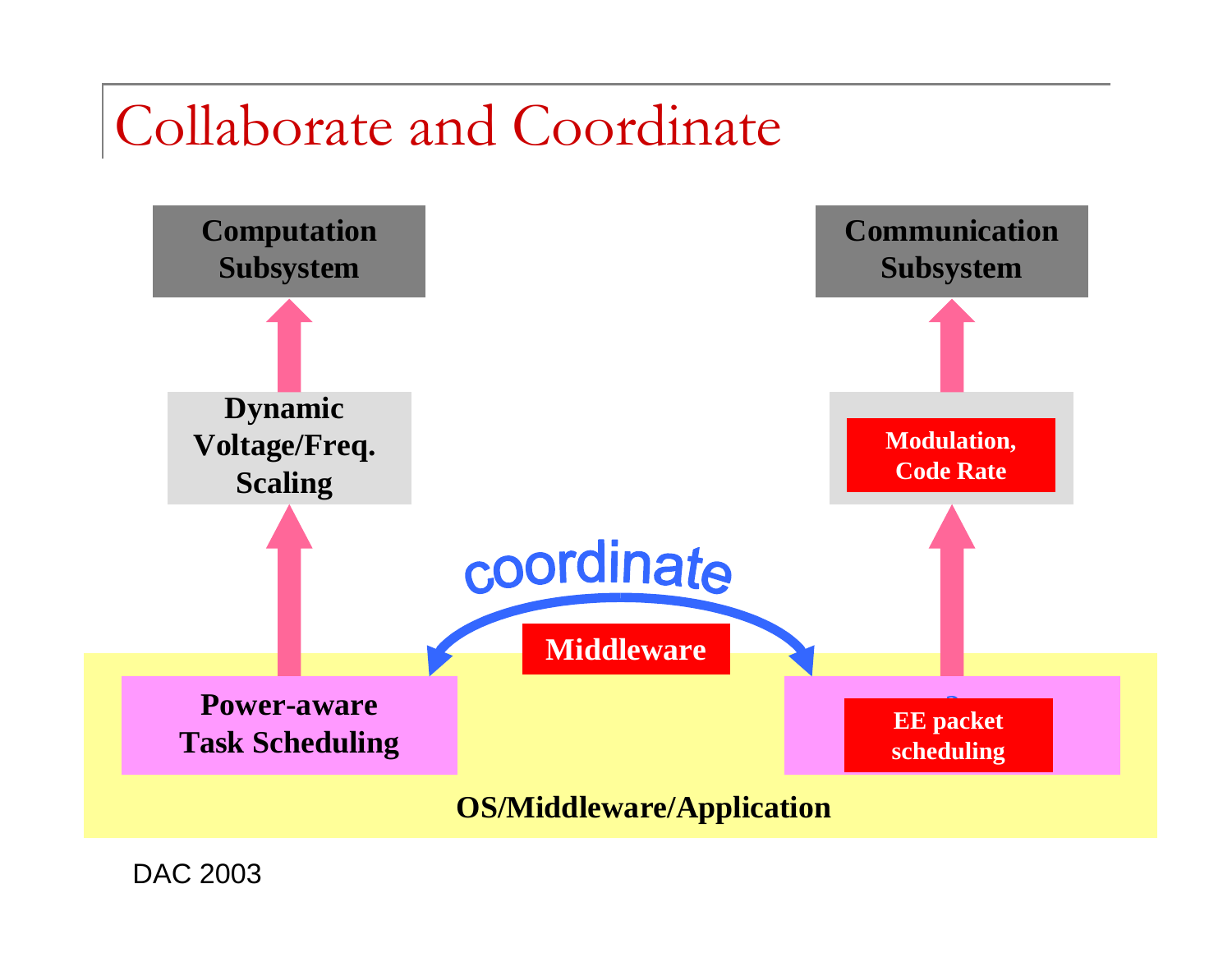# Collaborate and Coordinate

Computation Subsystem

Dynamic Voltage/Freq. Scaling

Power-aware Task Scheduling

Communication Subsystem

Modulation, Code Rate

EE packet scheduling

coordinate

Middleware

OS/Middleware/Application

DAC 2003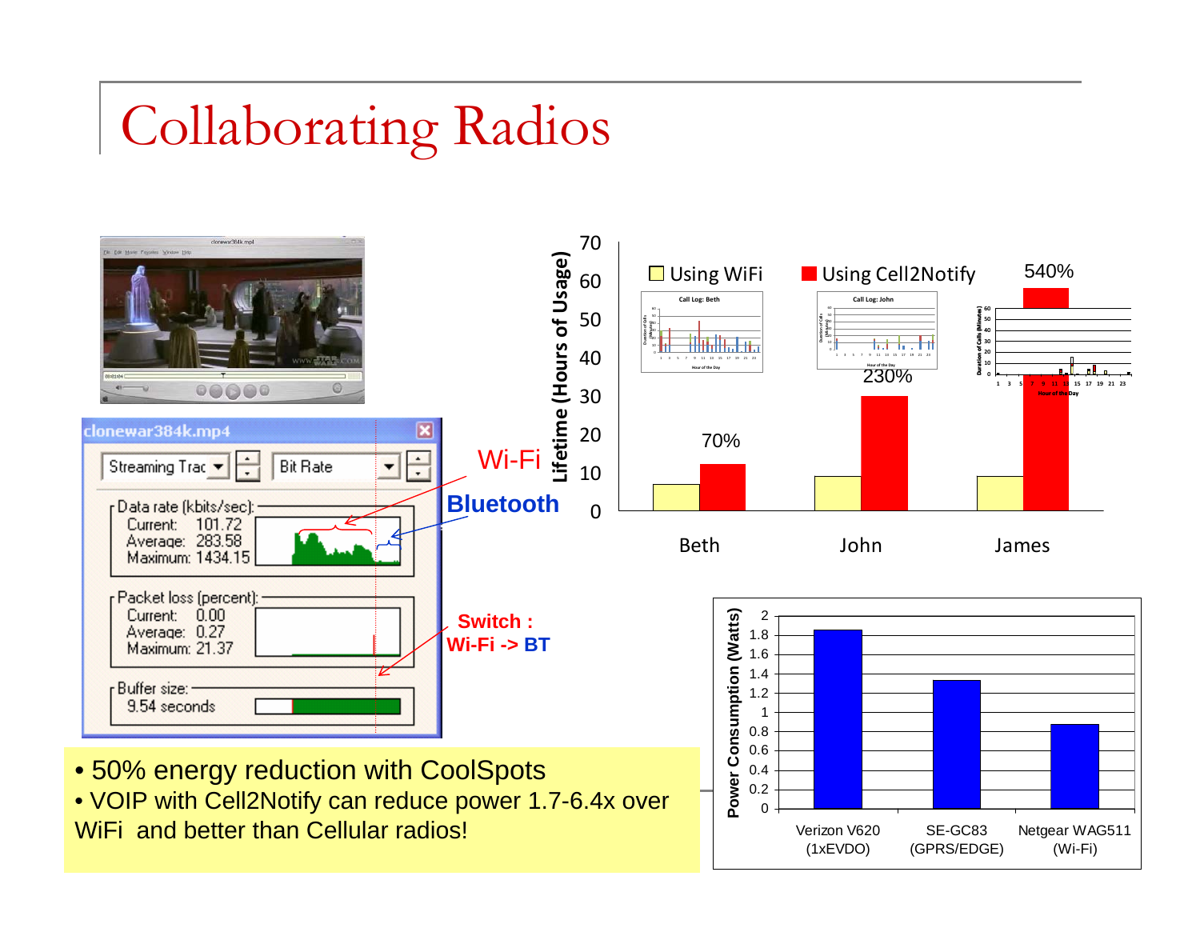# Collaborating Radios

clonewar384k.mp4

Streaming Trac | Bit Rate

Data rate (kbits/sec):
Current: 101.72
Average: 283.58
Maximum: 1434.15

Packet loss (percent):
Current: 0.00
Average: 0.27
Maximum: 21.37

Buffer size:
9.54 seconds

Wi-Fi

Bluetooth

Switch : Wi-Fi -> BT

Lifetime (Hours of Usage)

Using WiFi | Using Cell2Notify

| | Beth | John | James |
|---|---|---|---|
| Improvement | 70% | 230% | 540% |

Power Consumption (Watts)

Verizon V620 (1xEVDO) | SE-GC83 (GPRS/EDGE) | Netgear WAG511 (Wi-Fi)

- 50% energy reduction with CoolSpots
- VOIP with Cell2Notify can reduce power 1.7-6.4x over WiFi and better than Cellular radios!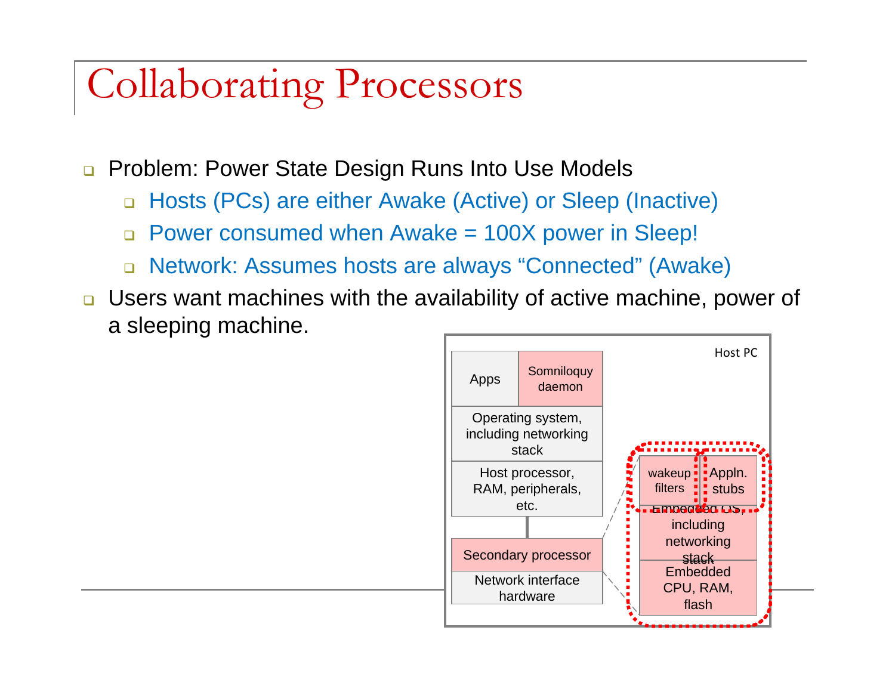# Collaborating Processors

- Problem: Power State Design Runs Into Use Models
  - Hosts (PCs) are either Awake (Active) or Sleep (Inactive)
  - Power consumed when Awake = 100X power in Sleep!
  - Network: Assumes hosts are always "Connected" (Awake)
- Users want machines with the availability of active machine, power of a sleeping machine.

Host PC

| Apps | Somniloquy daemon |
|---|---|
| Operating system, including networking stack | |
| Host processor, RAM, peripherals, etc. | |
| Secondary processor | |
| Network interface hardware | |

| wakeup filters | Appln. stubs |
|---|---|
| Embedded OS, including networking stack | |
| Embedded CPU, RAM, flash | |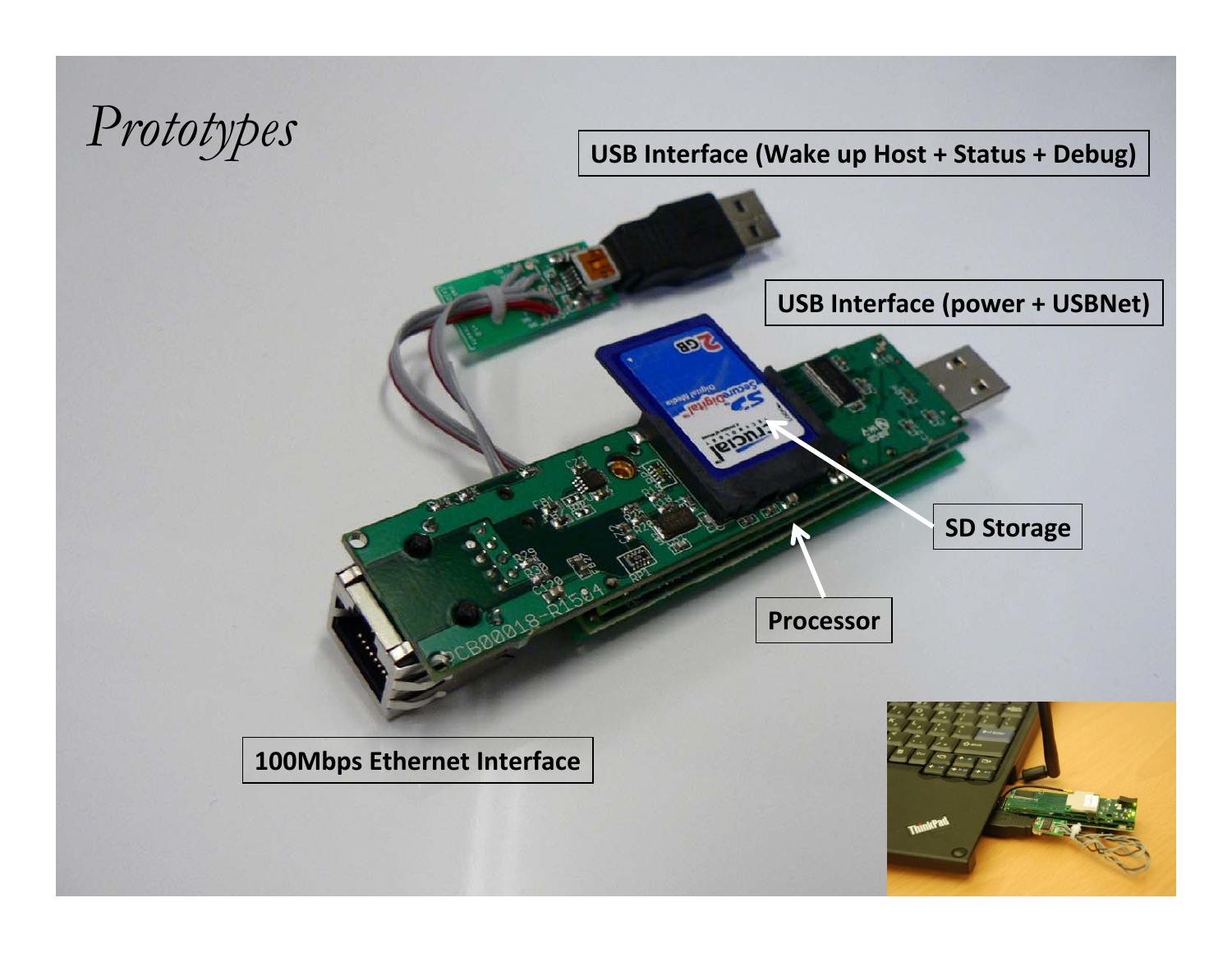# *Prototypes*

USB Interface (Wake up Host + Status + Debug)

USB Interface (power + USBNet)

SD Storage

Processor

100Mbps Ethernet Interface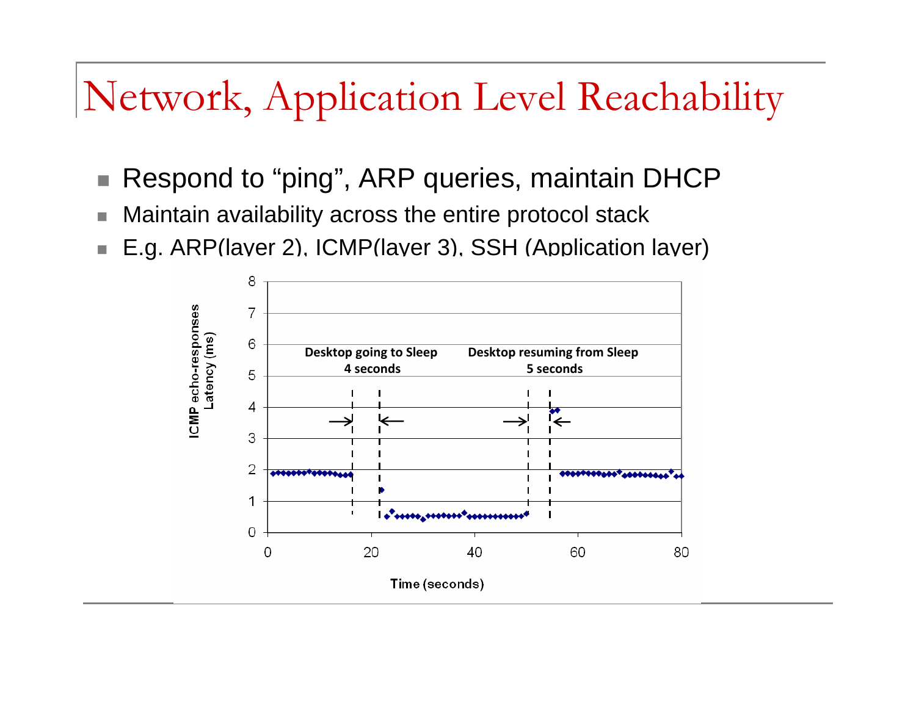# Network, Application Level Reachability

- Respond to "ping", ARP queries, maintain DHCP
- Maintain availability across the entire protocol stack
- E.g. ARP(layer 2), ICMP(layer 3), SSH (Application layer)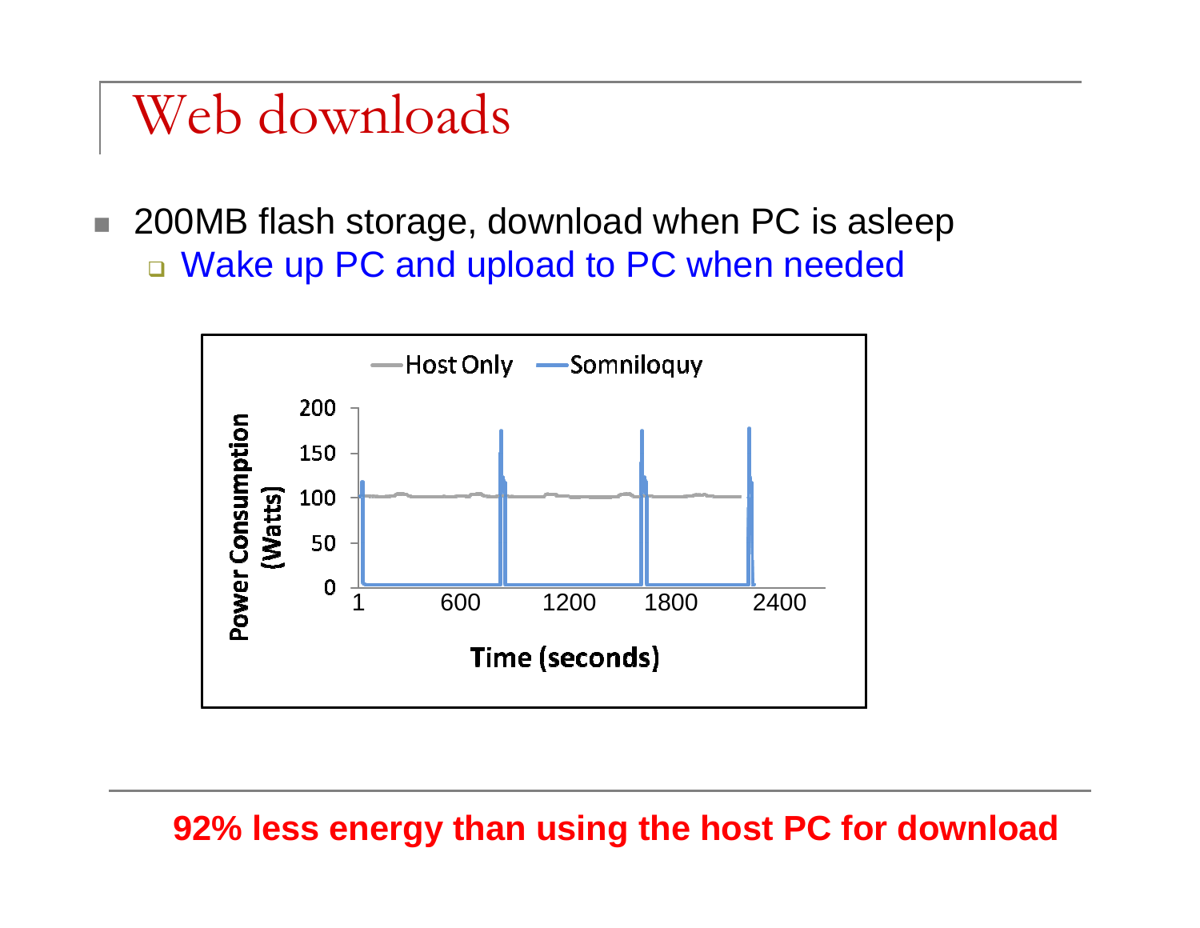# Web downloads

- 200MB flash storage, download when PC is asleep
  - Wake up PC and upload to PC when needed

**92% less energy than using the host PC for download**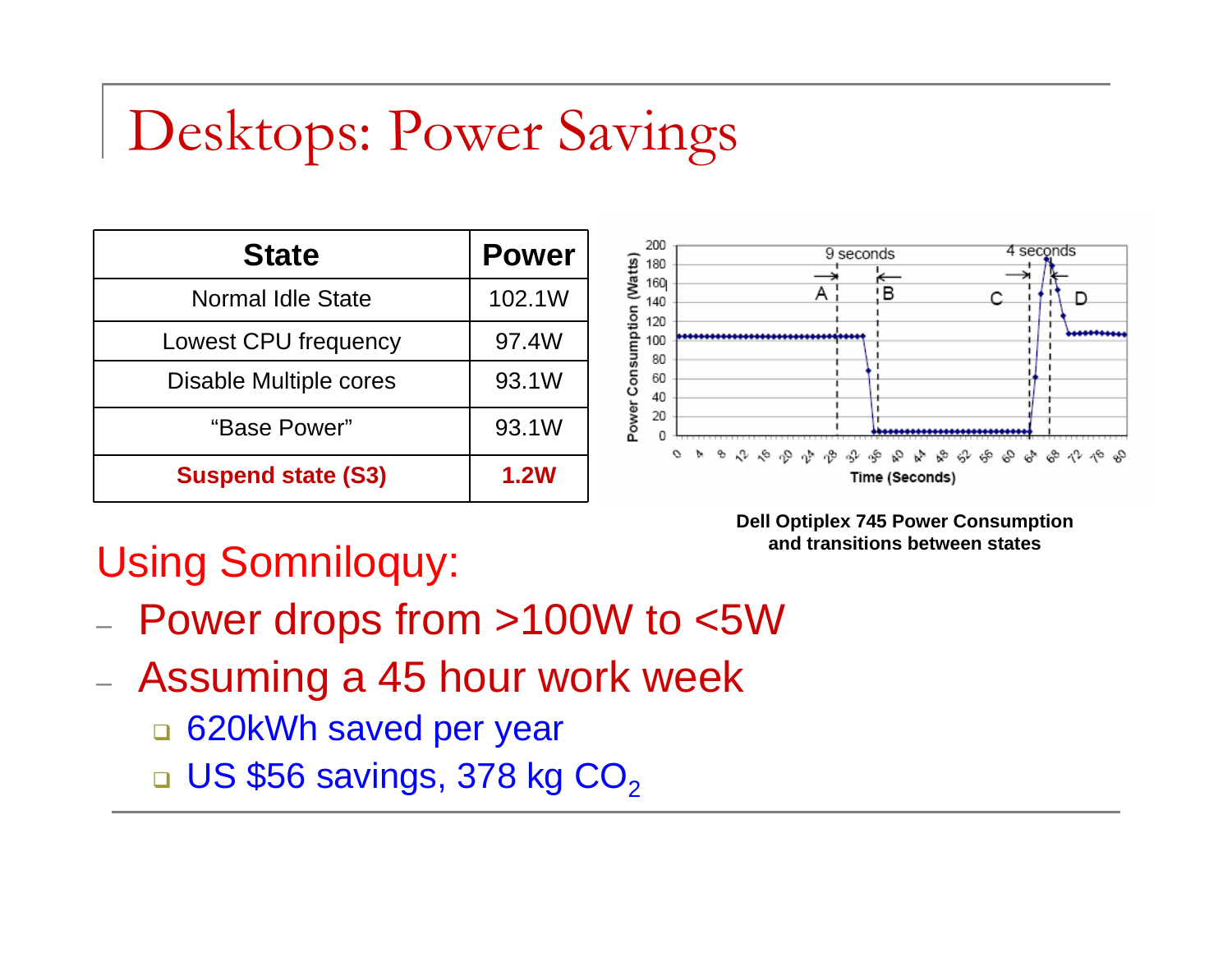# Desktops: Power Savings

| State | Power |
|---|---|
| Normal Idle State | 102.1W |
| Lowest CPU frequency | 97.4W |
| Disable Multiple cores | 93.1W |
| “Base Power” | 93.1W |
| **Suspend state (S3)** | **1.2W** |

**Dell Optiplex 745 Power Consumption and transitions between states**

Using Somniloquy:

- Power drops from >100W to <5W
- Assuming a 45 hour work week
  - 620kWh saved per year
  - US $56 savings, 378 kg $CO_2$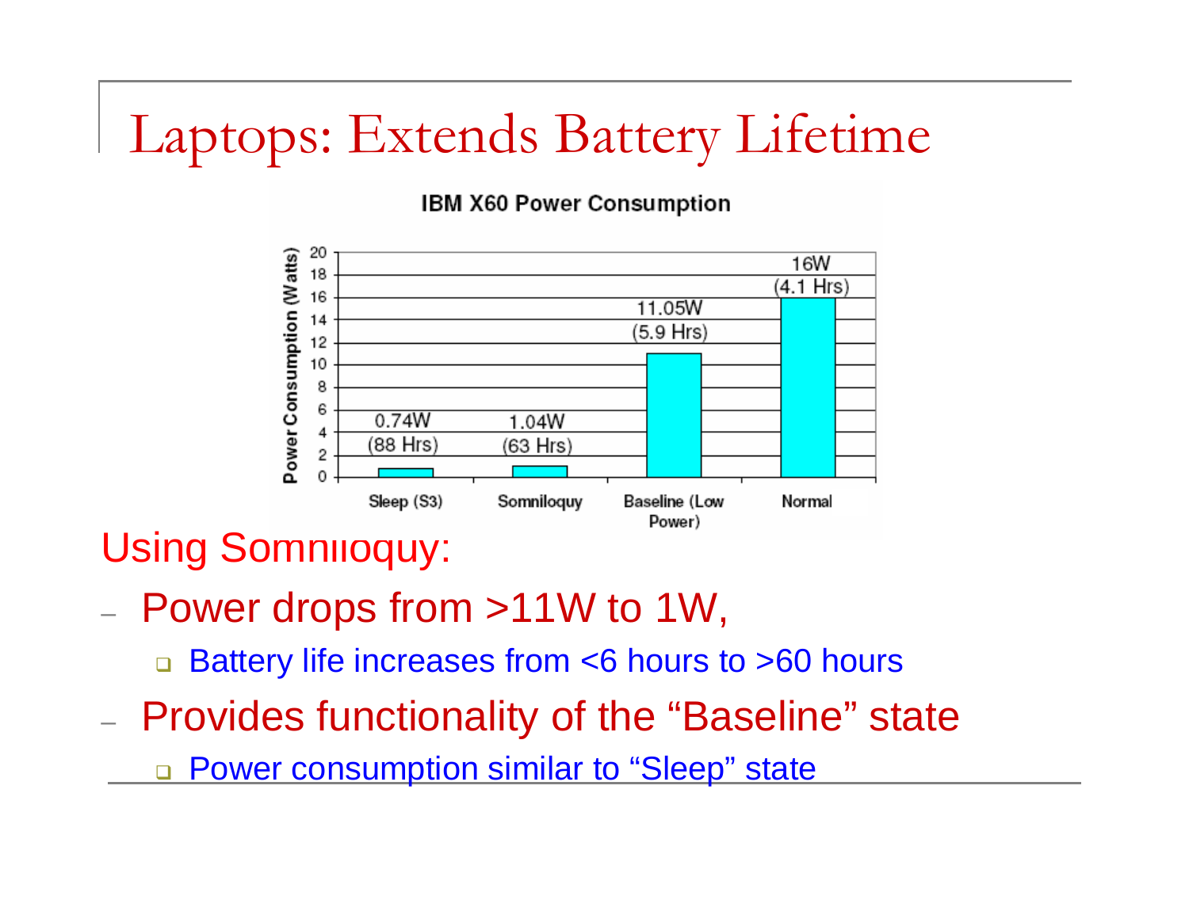# Laptops: Extends Battery Lifetime

**IBM X60 Power Consumption**

| | Sleep (S3) | Somniloquy | Baseline (Low Power) | Normal |
|---|---|---|---|---|
| Power Consumption (Watts) | 0.74W (88 Hrs) | 1.04W (63 Hrs) | 11.05W (5.9 Hrs) | 16W (4.1 Hrs) |

Using Somniloquy:

- Power drops from >11W to 1W,
  - Battery life increases from <6 hours to >60 hours
- Provides functionality of the "Baseline" state
  - Power consumption similar to "Sleep" state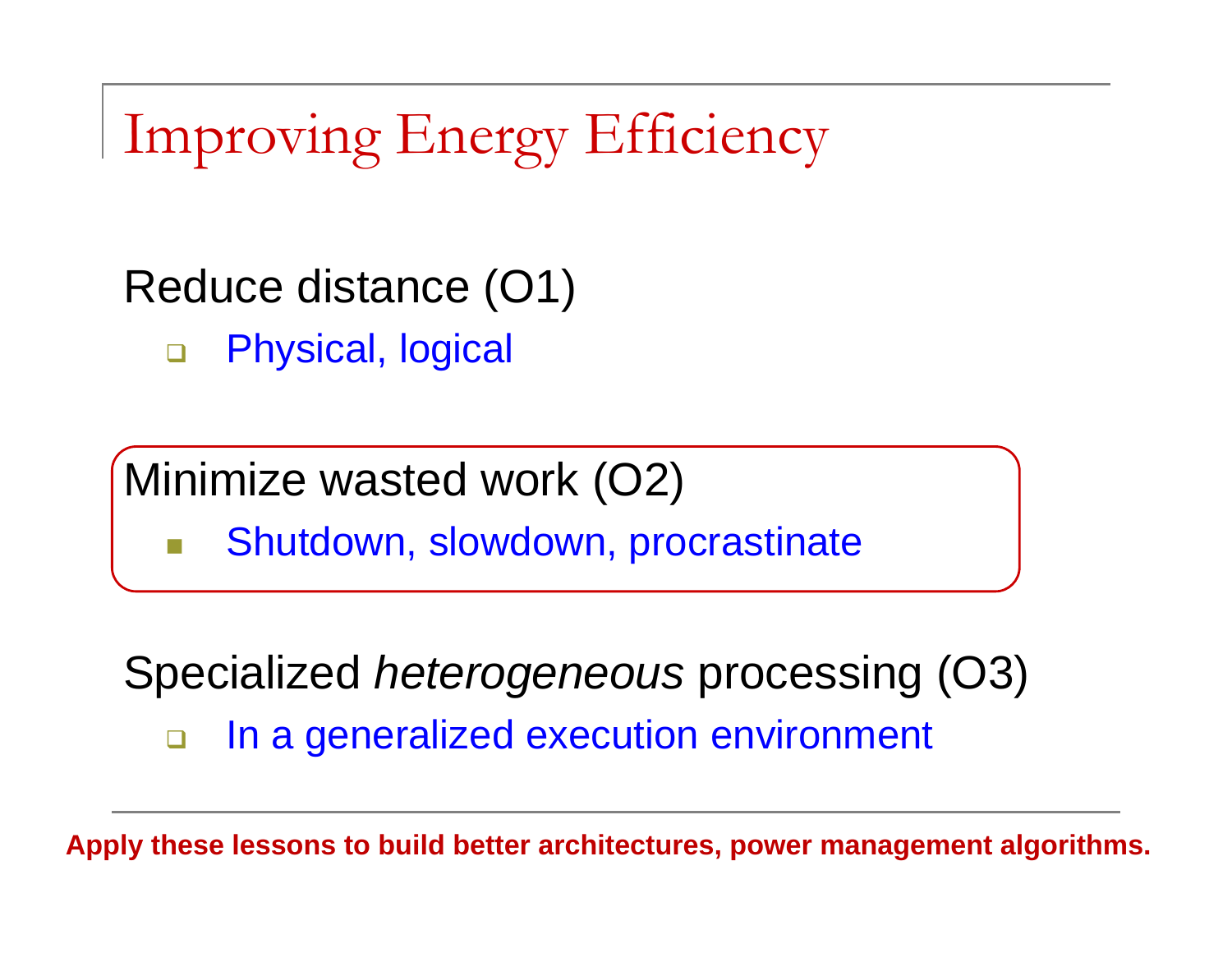# Improving Energy Efficiency

Reduce distance (O1)

- Physical, logical

Minimize wasted work (O2)

- Shutdown, slowdown, procrastinate

Specialized *heterogeneous* processing (O3)

- In a generalized execution environment

---

**Apply these lessons to build better architectures, power management algorithms.**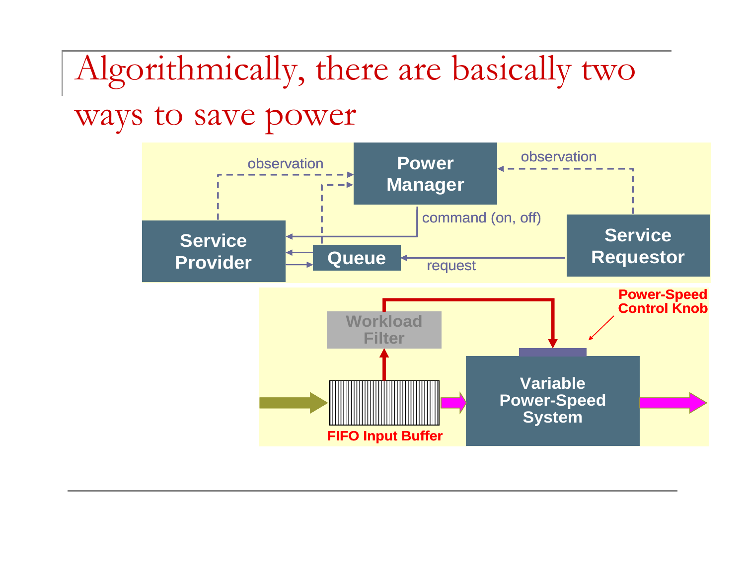# Algorithmically, there are basically two ways to save power

observation

Power Manager

observation

command (on, off)

Service Provider

Queue

request

Service Requestor

Power-Speed Control Knob

Workload Filter

Variable Power-Speed System

FIFO Input Buffer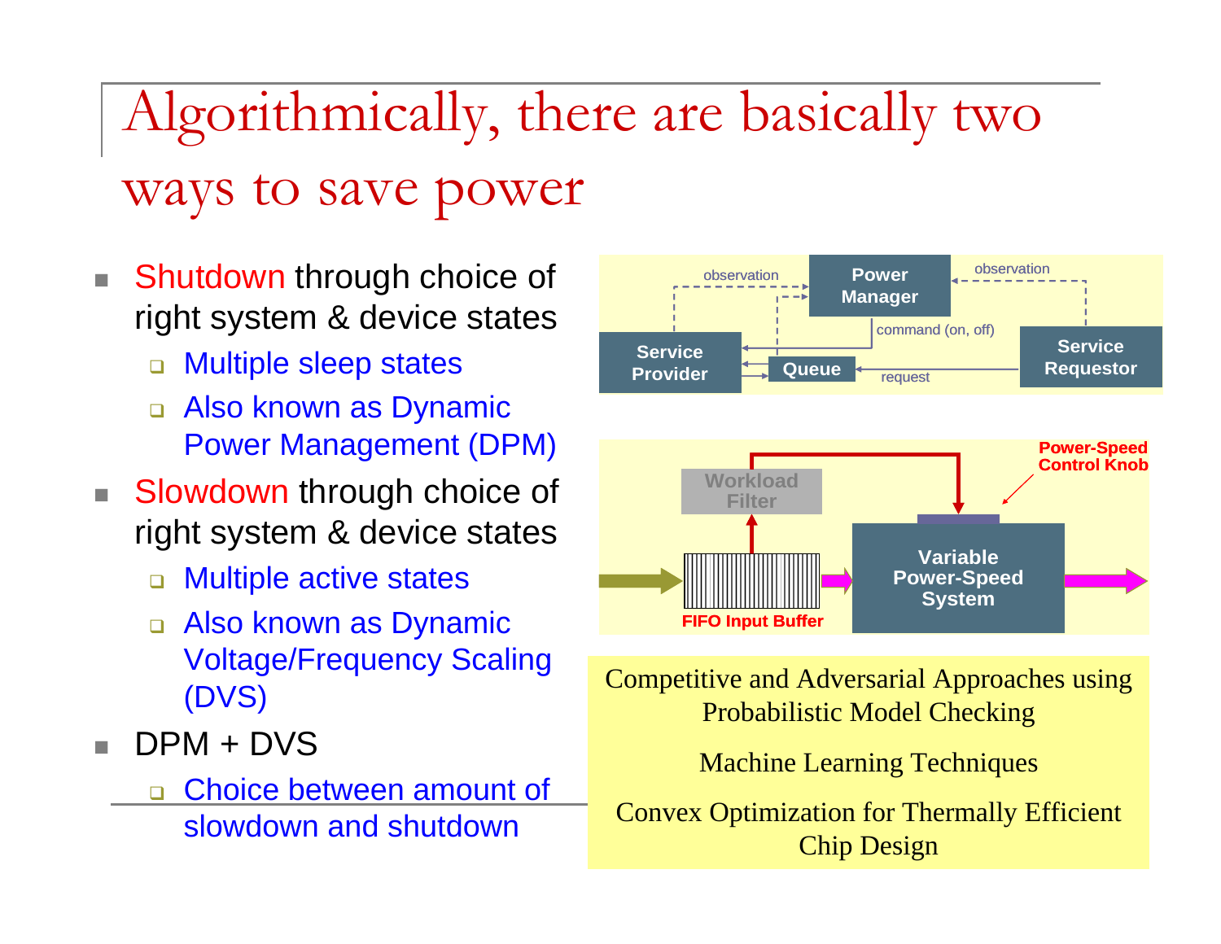# Algorithmically, there are basically two ways to save power

- Shutdown through choice of right system & device states
  - Multiple sleep states
  - Also known as Dynamic Power Management (DPM)
- Slowdown through choice of right system & device states
  - Multiple active states
  - Also known as Dynamic Voltage/Frequency Scaling (DVS)
- DPM + DVS
  - Choice between amount of slowdown and shutdown

observation

Power Manager

observation

command (on, off)

Service Provider

Queue

request

Service Requestor

Power-Speed Control Knob

Workload Filter

Variable Power-Speed System

FIFO Input Buffer

Competitive and Adversarial Approaches using Probabilistic Model Checking

Machine Learning Techniques

Convex Optimization for Thermally Efficient Chip Design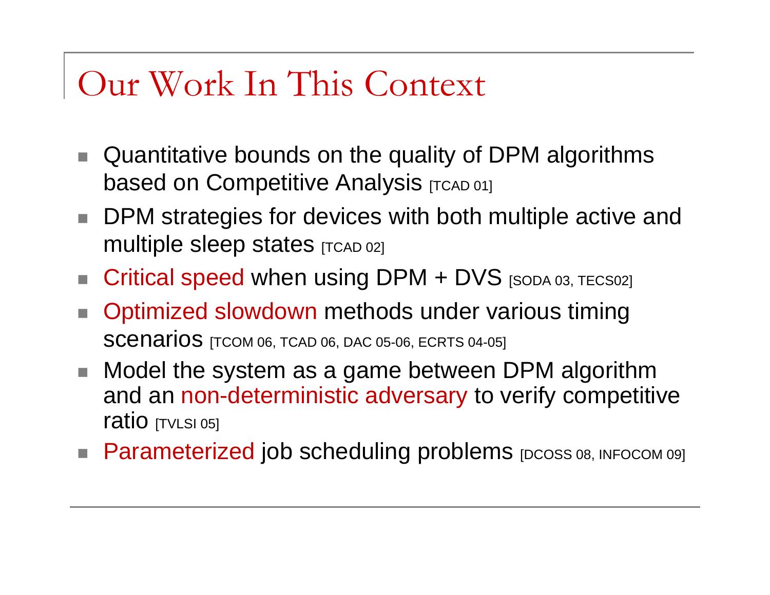# Our Work In This Context

- Quantitative bounds on the quality of DPM algorithms based on Competitive Analysis [TCAD 01]
- DPM strategies for devices with both multiple active and multiple sleep states [TCAD 02]
- Critical speed when using DPM + DVS [SODA 03, TECS02]
- Optimized slowdown methods under various timing scenarios [TCOM 06, TCAD 06, DAC 05-06, ECRTS 04-05]
- Model the system as a game between DPM algorithm and an non-deterministic adversary to verify competitive ratio [TVLSI 05]
- Parameterized job scheduling problems [DCOSS 08, INFOCOM 09]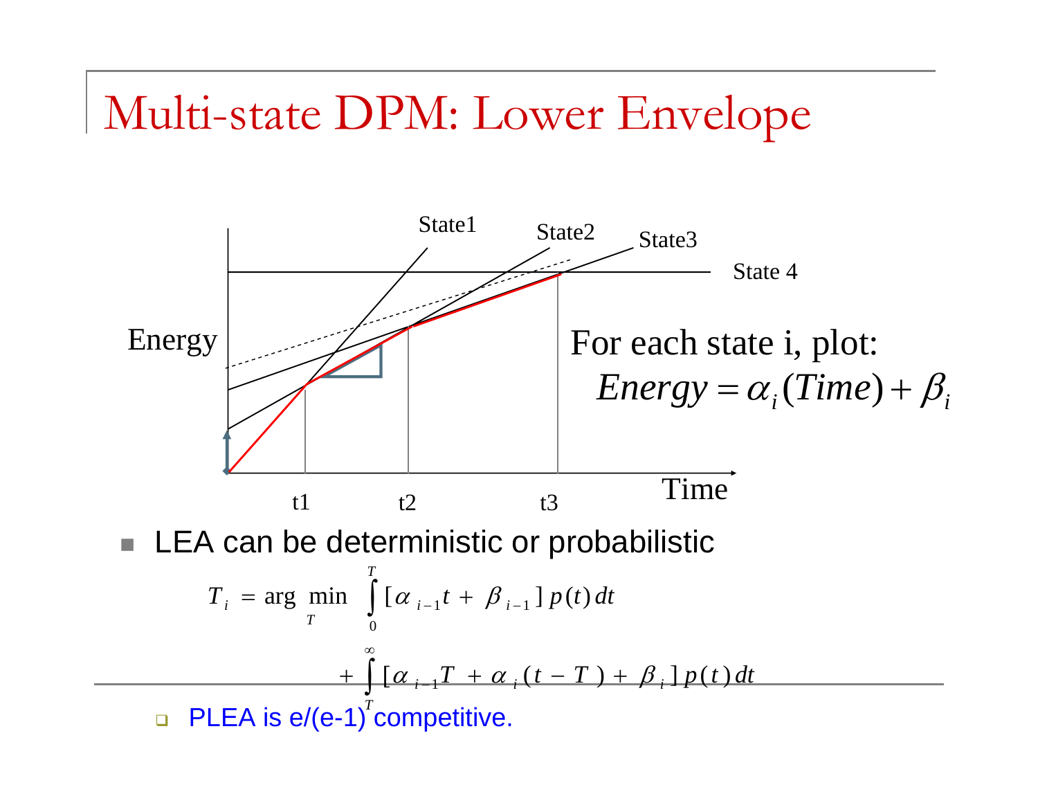# Multi-state DPM: Lower Envelope

State1 State2 State3 State 4

Energy

For each state i, plot:

$$Energy = \alpha_i(Time) + \beta_i$$

t1 t2 t3 Time

- LEA can be deterministic or probabilistic

$$T_i = \arg\min_T \int_0^T [\alpha_{i-1}t + \beta_{i-1}]\, p(t)\, dt + \int_T^\infty [\alpha_{i-1}T + \alpha_i(t - T) + \beta_i]\, p(t)\, dt$$

  - PLEA is e/(e-1) competitive.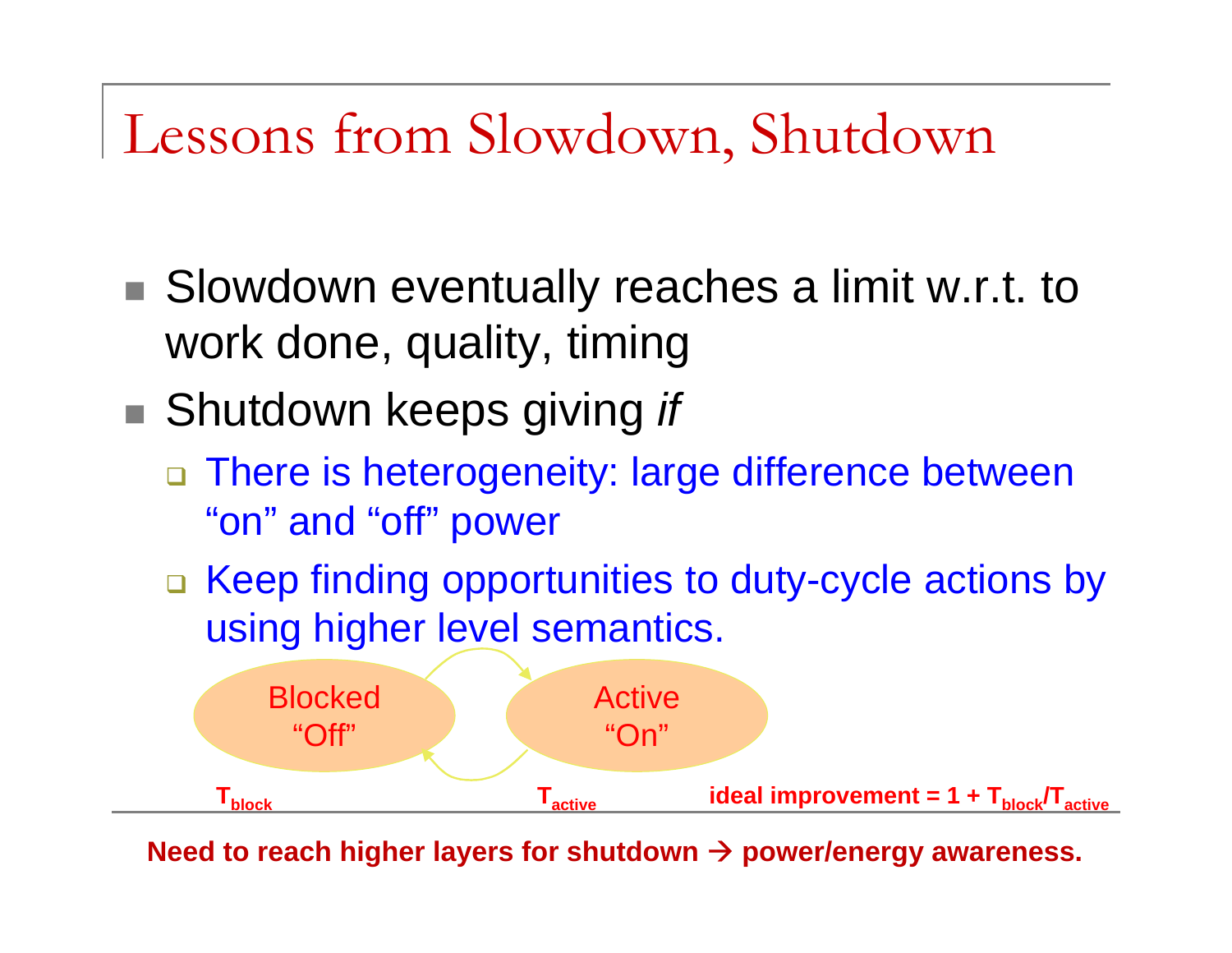# Lessons from Slowdown, Shutdown

- Slowdown eventually reaches a limit w.r.t. to work done, quality, timing
- Shutdown keeps giving *if*
  - There is heterogeneity: large difference between "on" and "off" power
  - Keep finding opportunities to duty-cycle actions by using higher level semantics.

Blocked "Off" ⇄ Active "On"

$T_{block}$ $T_{active}$ **ideal improvement = $1 + T_{block}/T_{active}$**

**Need to reach higher layers for shutdown → power/energy awareness.**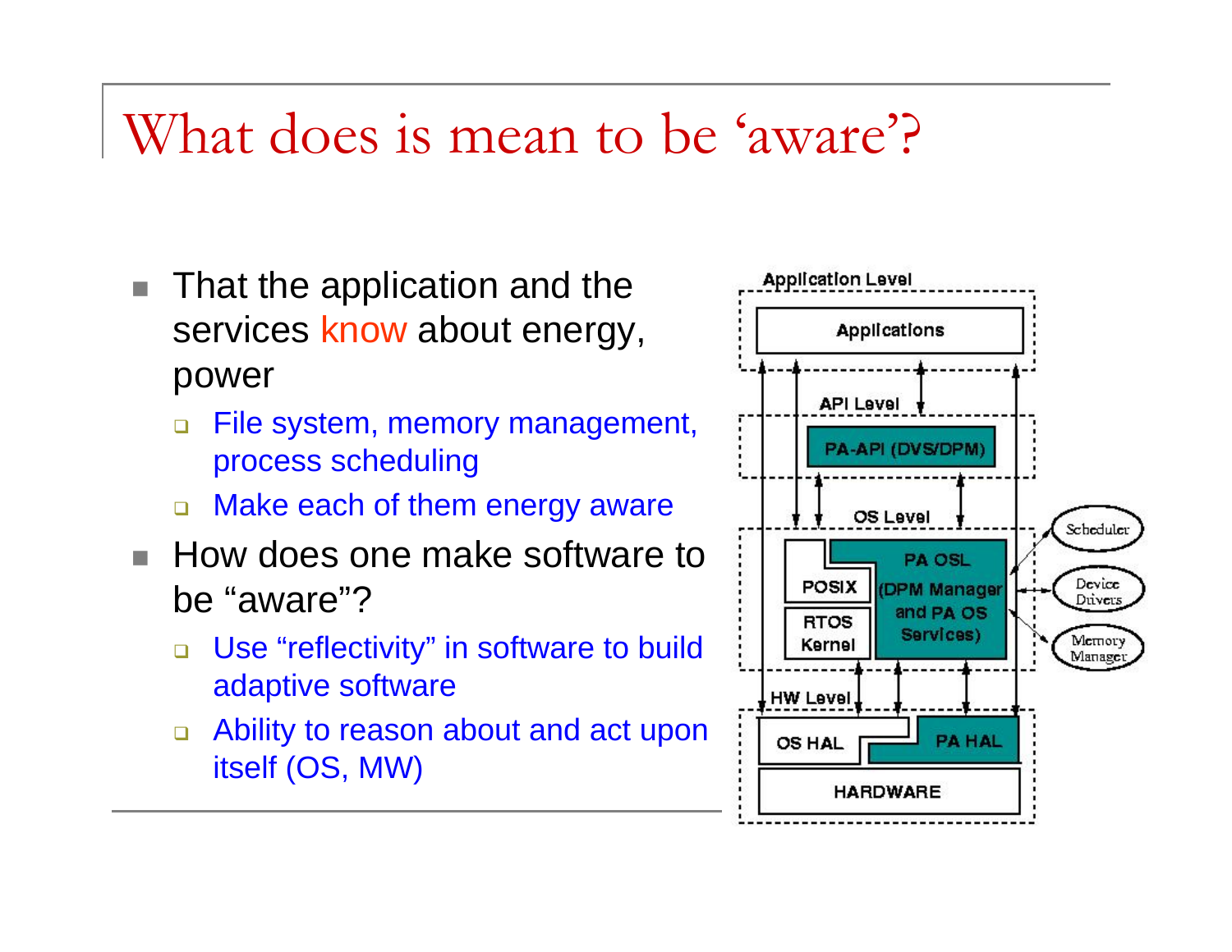# What does is mean to be 'aware'?

- That the application and the services know about energy, power
  - File system, memory management, process scheduling
  - Make each of them energy aware
- How does one make software to be "aware"?
  - Use "reflectivity" in software to build adaptive software
  - Ability to reason about and act upon itself (OS, MW)

Application Level

Applications

API Level

PA-API (DVS/DPM)

OS Level

POSIX

RTOS Kernel

PA OSL (DPM Manager and PA OS Services)

Scheduler

Device Drivers

Memory Manager

HW Level

OS HAL

PA HAL

HARDWARE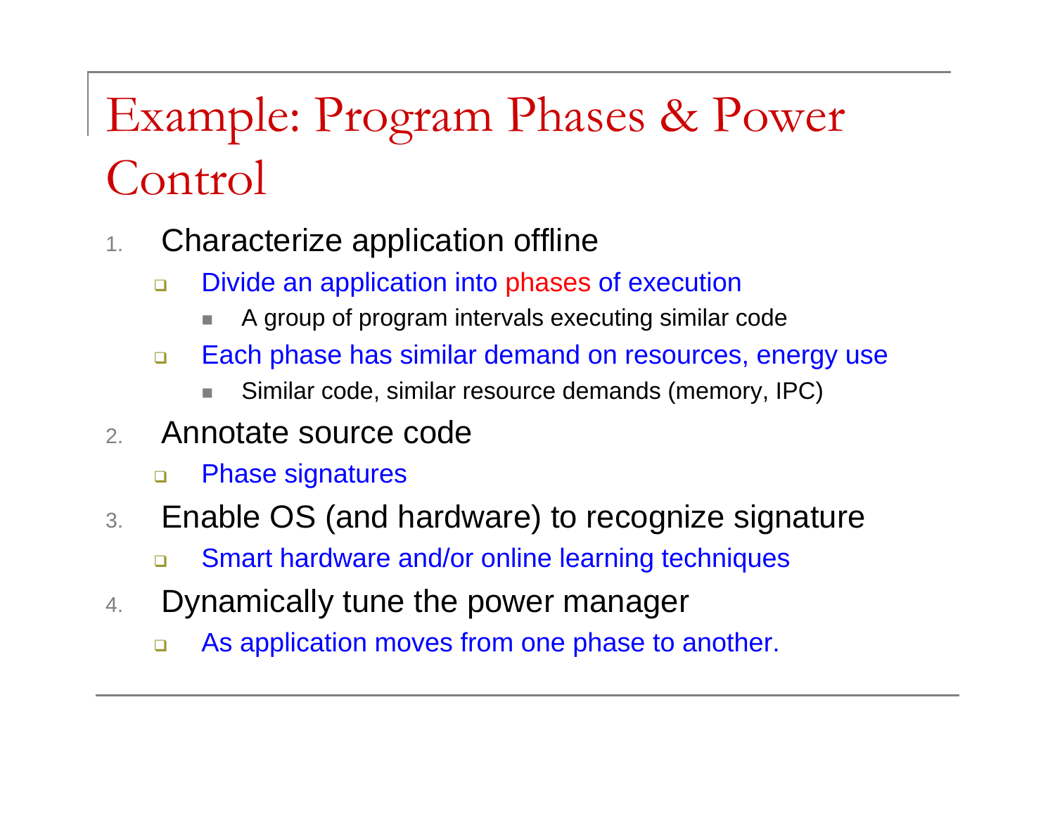# Example: Program Phases & Power Control

1. Characterize application offline
   - Divide an application into phases of execution
     - A group of program intervals executing similar code
   - Each phase has similar demand on resources, energy use
     - Similar code, similar resource demands (memory, IPC)
2. Annotate source code
   - Phase signatures
3. Enable OS (and hardware) to recognize signature
   - Smart hardware and/or online learning techniques
4. Dynamically tune the power manager
   - As application moves from one phase to another.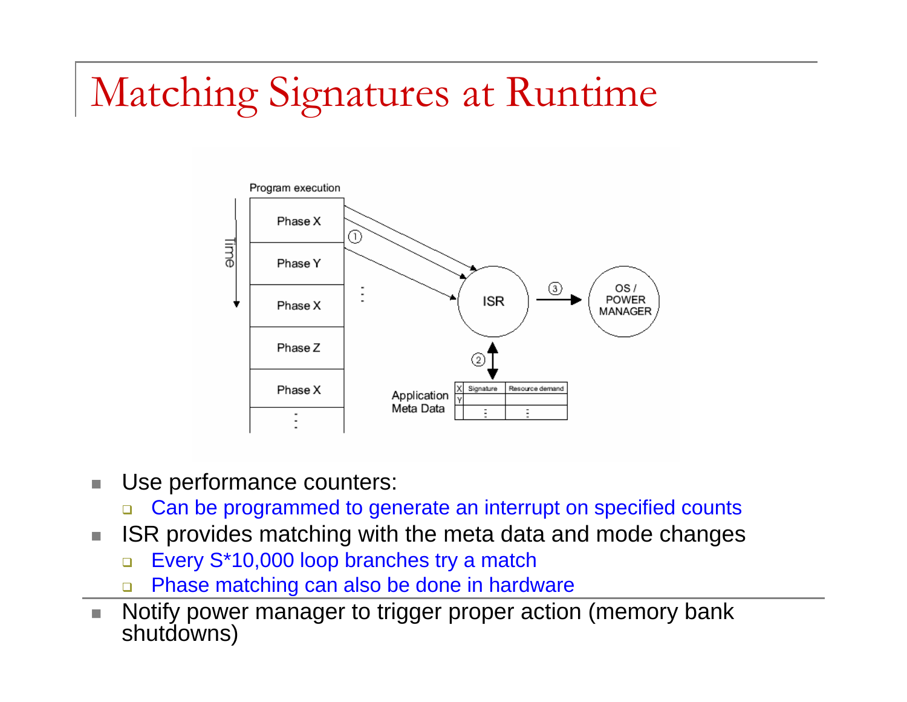# Matching Signatures at Runtime

- Use performance counters:
  - Can be programmed to generate an interrupt on specified counts
- ISR provides matching with the meta data and mode changes
  - Every S*10,000 loop branches try a match
  - Phase matching can also be done in hardware
- Notify power manager to trigger proper action (memory bank shutdowns)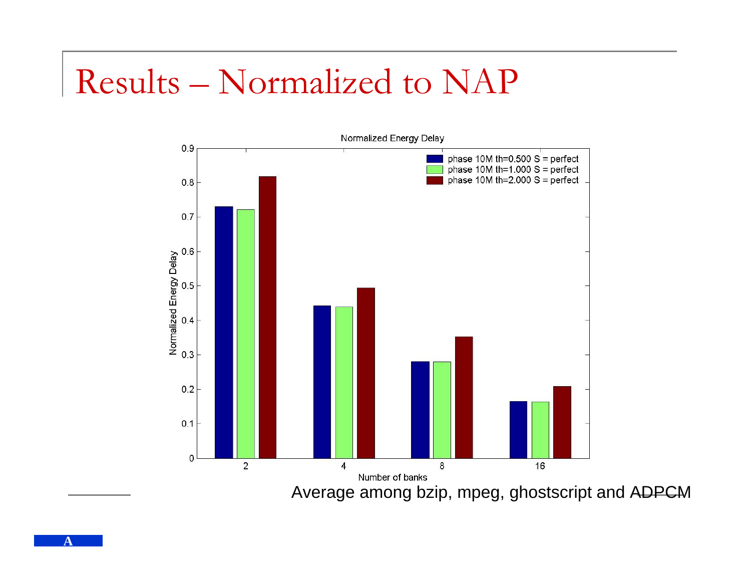# Results – Normalized to NAP

**Normalized Energy Delay**

| Number of banks | phase 10M th=0.500 S = perfect | phase 10M th=1.000 S = perfect | phase 10M th=2.000 S = perfect |
|---|---|---|---|
| 2 | 0.73 | 0.72 | 0.82 |
| 4 | 0.44 | 0.44 | 0.49 |
| 8 | 0.28 | 0.28 | 0.35 |
| 16 | 0.16 | 0.16 | 0.21 |

Average among bzip, mpeg, ghostscript and ADPCM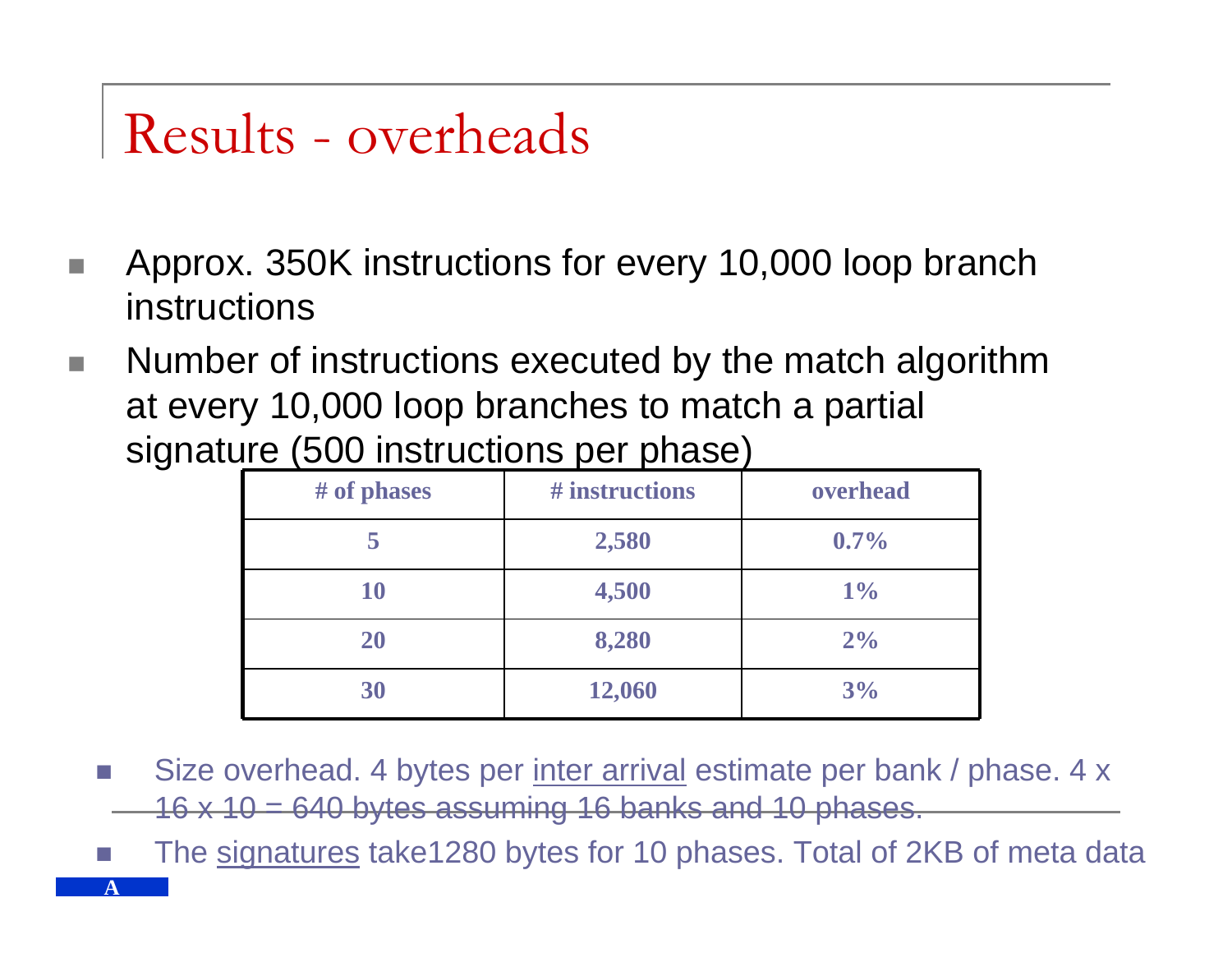# Results - overheads

- Approx. 350K instructions for every 10,000 loop branch instructions
- Number of instructions executed by the match algorithm at every 10,000 loop branches to match a partial signature (500 instructions per phase)

| # of phases | # instructions | overhead |
|---|---|---|
| 5 | 2,580 | 0.7% |
| 10 | 4,500 | 1% |
| 20 | 8,280 | 2% |
| 30 | 12,060 | 3% |

- Size overhead. 4 bytes per inter arrival estimate per bank / phase. 4 x 16 x 10 = 640 bytes assuming 16 banks and 10 phases.
- The signatures take1280 bytes for 10 phases. Total of 2KB of meta data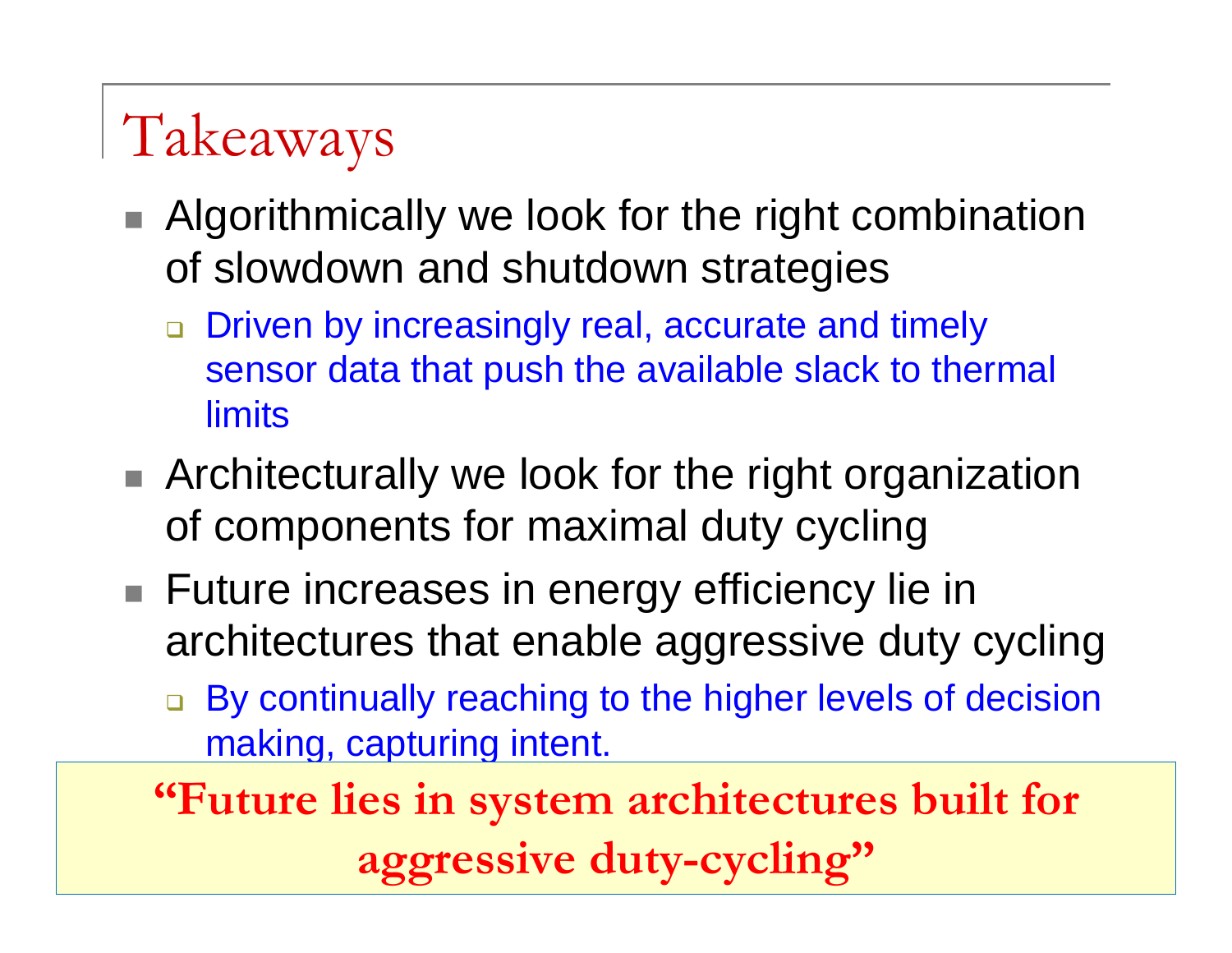# Takeaways

- Algorithmically we look for the right combination of slowdown and shutdown strategies
  - Driven by increasingly real, accurate and timely sensor data that push the available slack to thermal limits
- Architecturally we look for the right organization of components for maximal duty cycling
- Future increases in energy efficiency lie in architectures that enable aggressive duty cycling
  - By continually reaching to the higher levels of decision making, capturing intent.

**"Future lies in system architectures built for aggressive duty-cycling"**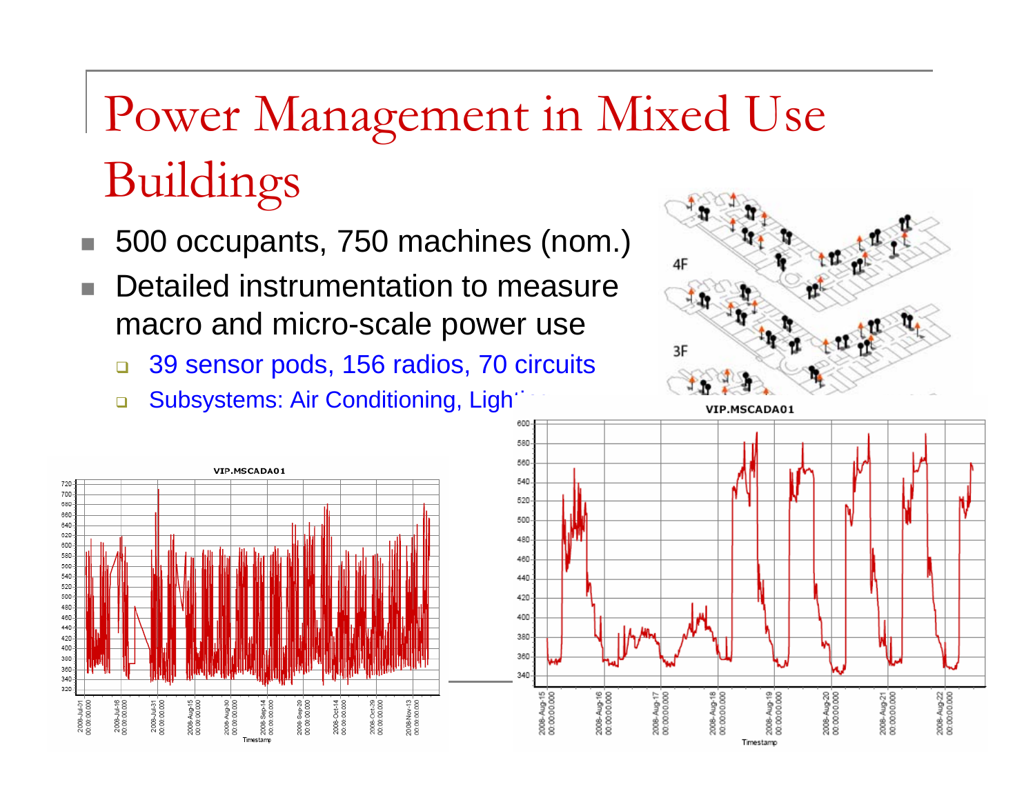# Power Management in Mixed Use Buildings

- 500 occupants, 750 machines (nom.)
- Detailed instrumentation to measure macro and micro-scale power use
  - 39 sensor pods, 156 radios, 70 circuits
  - Subsystems: Air Conditioning, Ligh

4F

3F

VIP.MSCADA01

720
700
680
660
640
620
600
580
560
540
520
500
480
460
440
420
400
380
360
340
320

2008-Jul-01 00:00:00.000
2008-Jul-16 00:00:00.000
2008-Jul-31 00:00:00.000
2008-Aug-15 00:00:00.000
2008-Aug-30 00:00:00.000
2008-Sep-14 00:00:00.000
2008-Sep-29 00:00:00.000
2008-Oct-14 00:00:00.000
2008-Oct-29 00:00:00.000
2008-Nov-13 00:00:00.000

Timestamp

VIP.MSCADA01

600
580
560
540
520
500
480
460
440
420
400
380
360
340

2008-Aug-15 00:00:00.000
2008-Aug-16 00:00:00.000
2008-Aug-17 00:00:00.000
2008-Aug-18 00:00:00.000
2008-Aug-19 00:00:00.000
2008-Aug-20 00:00:00.000
2008-Aug-21 00:00:00.000
2008-Aug-22 00:00:00.000

Timestamp